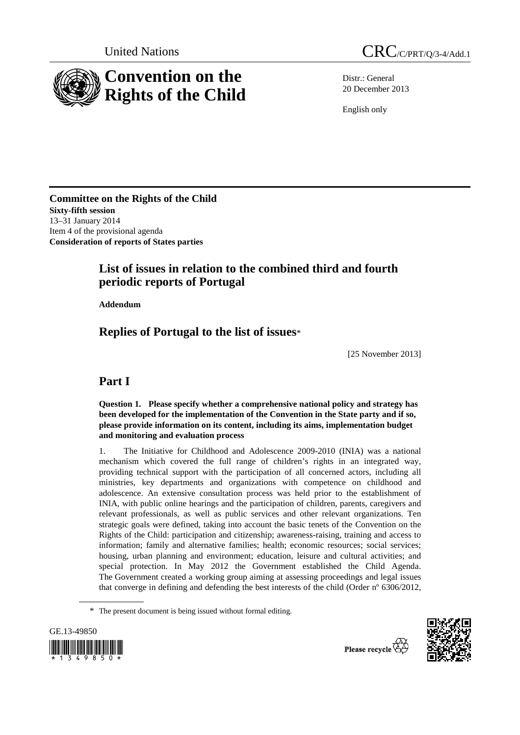United Nations

CRC/C/PRT/Q/3-4/Add.1

# Convention on the Rights of the Child

Distr.: General
20 December 2013

English only

**Committee on the Rights of the Child**
**Sixty-fifth session**
13–31 January 2014
Item 4 of the provisional agenda
**Consideration of reports of States parties**

## List of issues in relation to the combined third and fourth periodic reports of Portugal

**Addendum**

## Replies of Portugal to the list of issues*

[25 November 2013]

# Part I

**Question 1. Please specify whether a comprehensive national policy and strategy has been developed for the implementation of the Convention in the State party and if so, please provide information on its content, including its aims, implementation budget and monitoring and evaluation process**

1. The Initiative for Childhood and Adolescence 2009-2010 (INIA) was a national mechanism which covered the full range of children's rights in an integrated way, providing technical support with the participation of all concerned actors, including all ministries, key departments and organizations with competence on childhood and adolescence. An extensive consultation process was held prior to the establishment of INIA, with public online hearings and the participation of children, parents, caregivers and relevant professionals, as well as public services and other relevant organizations. Ten strategic goals were defined, taking into account the basic tenets of the Convention on the Rights of the Child: participation and citizenship; awareness-raising, training and access to information; family and alternative families; health; economic resources; social services; housing, urban planning and environment; education, leisure and cultural activities; and special protection. In May 2012 the Government established the Child Agenda. The Government created a working group aiming at assessing proceedings and legal issues that converge in defining and defending the best interests of the child (Order nº 6306/2012,

\* The present document is being issued without formal editing.

GE.13-49850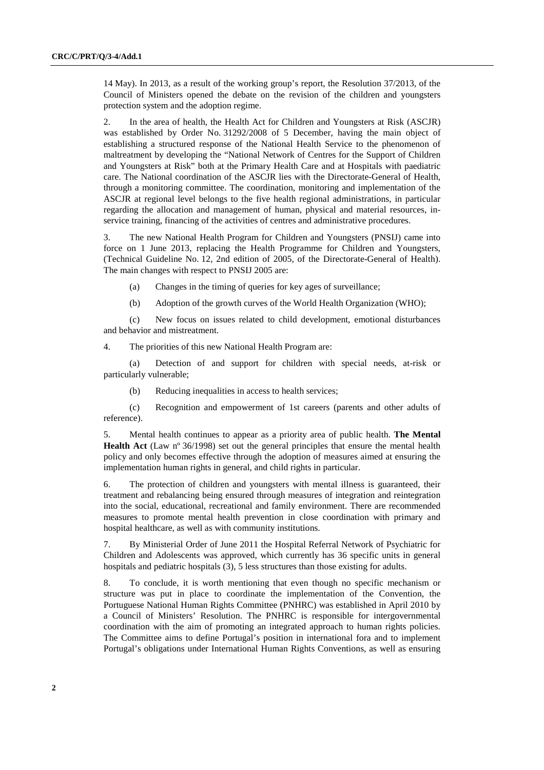14 May). In 2013, as a result of the working group's report, the Resolution 37/2013, of the Council of Ministers opened the debate on the revision of the children and youngsters protection system and the adoption regime.

2. In the area of health, the Health Act for Children and Youngsters at Risk (ASCJR) was established by Order No. 31292/2008 of 5 December, having the main object of establishing a structured response of the National Health Service to the phenomenon of maltreatment by developing the "National Network of Centres for the Support of Children and Youngsters at Risk" both at the Primary Health Care and at Hospitals with paediatric care. The National coordination of the ASCJR lies with the Directorate-General of Health, through a monitoring committee. The coordination, monitoring and implementation of the ASCJR at regional level belongs to the five health regional administrations, in particular regarding the allocation and management of human, physical and material resources, in-service training, financing of the activities of centres and administrative procedures.

3. The new National Health Program for Children and Youngsters (PNSIJ) came into force on 1 June 2013, replacing the Health Programme for Children and Youngsters, (Technical Guideline No. 12, 2nd edition of 2005, of the Directorate-General of Health). The main changes with respect to PNSIJ 2005 are:

(a) Changes in the timing of queries for key ages of surveillance;

(b) Adoption of the growth curves of the World Health Organization (WHO);

(c) New focus on issues related to child development, emotional disturbances and behavior and mistreatment.

4. The priorities of this new National Health Program are:

(a) Detection of and support for children with special needs, at-risk or particularly vulnerable;

(b) Reducing inequalities in access to health services;

(c) Recognition and empowerment of 1st careers (parents and other adults of reference).

5. Mental health continues to appear as a priority area of public health. **The Mental Health Act** (Law nº 36/1998) set out the general principles that ensure the mental health policy and only becomes effective through the adoption of measures aimed at ensuring the implementation human rights in general, and child rights in particular.

6. The protection of children and youngsters with mental illness is guaranteed, their treatment and rebalancing being ensured through measures of integration and reintegration into the social, educational, recreational and family environment. There are recommended measures to promote mental health prevention in close coordination with primary and hospital healthcare, as well as with community institutions.

7. By Ministerial Order of June 2011 the Hospital Referral Network of Psychiatric for Children and Adolescents was approved, which currently has 36 specific units in general hospitals and pediatric hospitals (3), 5 less structures than those existing for adults.

8. To conclude, it is worth mentioning that even though no specific mechanism or structure was put in place to coordinate the implementation of the Convention, the Portuguese National Human Rights Committee (PNHRC) was established in April 2010 by a Council of Ministers' Resolution. The PNHRC is responsible for intergovernmental coordination with the aim of promoting an integrated approach to human rights policies. The Committee aims to define Portugal's position in international fora and to implement Portugal's obligations under International Human Rights Conventions, as well as ensuring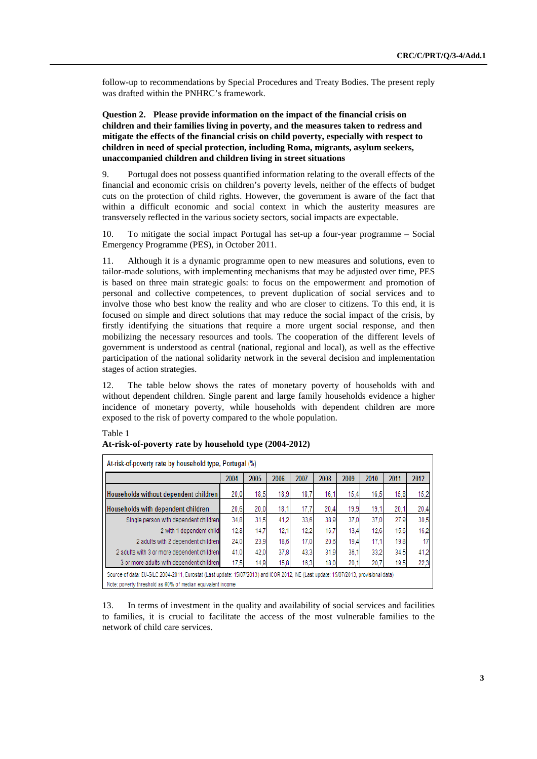follow-up to recommendations by Special Procedures and Treaty Bodies. The present reply was drafted within the PNHRC's framework.

**Question 2. Please provide information on the impact of the financial crisis on children and their families living in poverty, and the measures taken to redress and mitigate the effects of the financial crisis on child poverty, especially with respect to children in need of special protection, including Roma, migrants, asylum seekers, unaccompanied children and children living in street situations**

9. Portugal does not possess quantified information relating to the overall effects of the financial and economic crisis on children's poverty levels, neither of the effects of budget cuts on the protection of child rights. However, the government is aware of the fact that within a difficult economic and social context in which the austerity measures are transversely reflected in the various society sectors, social impacts are expectable.

10. To mitigate the social impact Portugal has set-up a four-year programme – Social Emergency Programme (PES), in October 2011.

11. Although it is a dynamic programme open to new measures and solutions, even to tailor-made solutions, with implementing mechanisms that may be adjusted over time, PES is based on three main strategic goals: to focus on the empowerment and promotion of personal and collective competences, to prevent duplication of social services and to involve those who best know the reality and who are closer to citizens. To this end, it is focused on simple and direct solutions that may reduce the social impact of the crisis, by firstly identifying the situations that require a more urgent social response, and then mobilizing the necessary resources and tools. The cooperation of the different levels of government is understood as central (national, regional and local), as well as the effective participation of the national solidarity network in the several decision and implementation stages of action strategies.

12. The table below shows the rates of monetary poverty of households with and without dependent children. Single parent and large family households evidence a higher incidence of monetary poverty, while households with dependent children are more exposed to the risk of poverty compared to the whole population.

Table 1
**At-risk-of-poverty rate by household type (2004-2012)**

At-risk-of-poverty rate by household type, Portugal (%)

| | 2004 | 2005 | 2006 | 2007 | 2008 | 2009 | 2010 | 2011 | 2012 |
|---|---|---|---|---|---|---|---|---|---|
| Households without dependent children | 20,0 | 18,5 | 18,9 | 18,7 | 16,1 | 15,4 | 16,5 | 15,8 | 15,2 |
| Households with dependent children | 20,6 | 20,0 | 18,1 | 17,7 | 20,4 | 19,9 | 19,1 | 20,1 | 20,4 |
| Single person with dependent children | 34,8 | 31,5 | 41,2 | 33,6 | 38,9 | 37,0 | 37,0 | 27,9 | 30,5 |
| 2 with 1 dependent child | 12,8 | 14,7 | 12,1 | 12,2 | 15,7 | 13,4 | 12,6 | 15,6 | 16,2 |
| 2 adults with 2 dependent children | 24,0 | 23,9 | 18,6 | 17,0 | 20,6 | 19,4 | 17,1 | 19,8 | 17 |
| 2 adults with 3 or more dependent children | 41,0 | 42,0 | 37,8 | 43,3 | 31,9 | 36,1 | 33,2 | 34,5 | 41,2 |
| 3 or more adults with dependent children | 17,5 | 14,9 | 15,8 | 15,3 | 18,0 | 20,1 | 20,7 | 19,5 | 22,3 |

Source of data: EU-SILC 2004-2011, Eurostat (Last update: 15/07/2013) and ICOR 2012, INE (Last update: 15/07/2013, provisional data)
Note: poverty threshold as 60% of median equivalent income

13. In terms of investment in the quality and availability of social services and facilities to families, it is crucial to facilitate the access of the most vulnerable families to the network of child care services.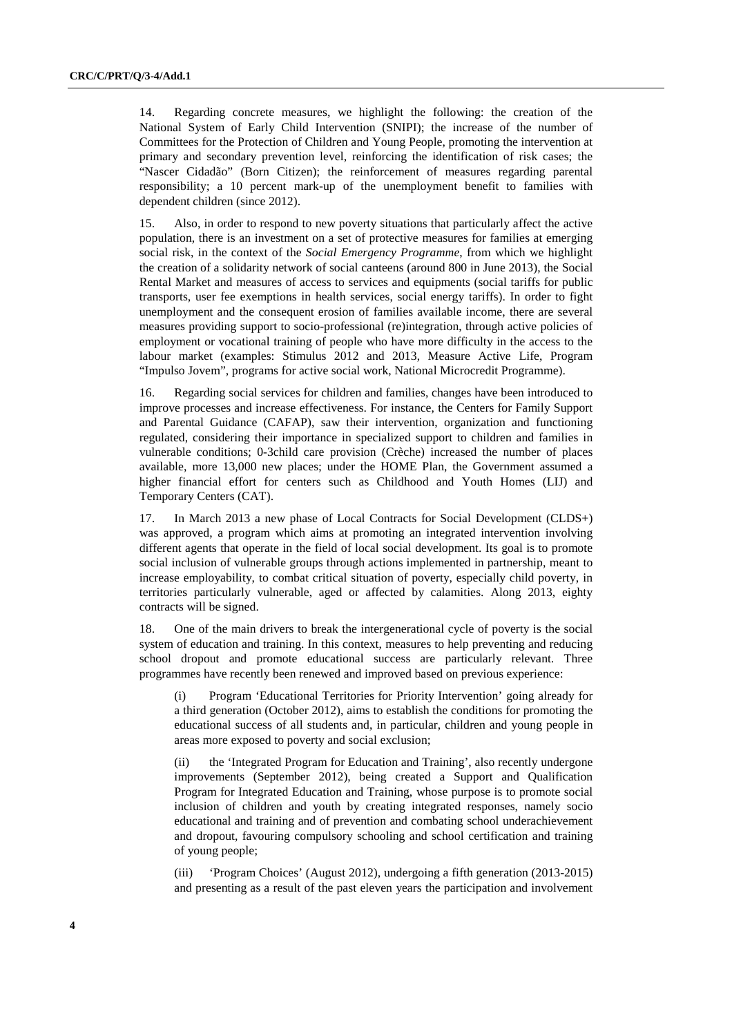14. Regarding concrete measures, we highlight the following: the creation of the National System of Early Child Intervention (SNIPI); the increase of the number of Committees for the Protection of Children and Young People, promoting the intervention at primary and secondary prevention level, reinforcing the identification of risk cases; the "Nascer Cidadão" (Born Citizen); the reinforcement of measures regarding parental responsibility; a 10 percent mark-up of the unemployment benefit to families with dependent children (since 2012).

15. Also, in order to respond to new poverty situations that particularly affect the active population, there is an investment on a set of protective measures for families at emerging social risk, in the context of the *Social Emergency Programme*, from which we highlight the creation of a solidarity network of social canteens (around 800 in June 2013), the Social Rental Market and measures of access to services and equipments (social tariffs for public transports, user fee exemptions in health services, social energy tariffs). In order to fight unemployment and the consequent erosion of families available income, there are several measures providing support to socio-professional (re)integration, through active policies of employment or vocational training of people who have more difficulty in the access to the labour market (examples: Stimulus 2012 and 2013, Measure Active Life, Program "Impulso Jovem", programs for active social work, National Microcredit Programme).

16. Regarding social services for children and families, changes have been introduced to improve processes and increase effectiveness. For instance, the Centers for Family Support and Parental Guidance (CAFAP), saw their intervention, organization and functioning regulated, considering their importance in specialized support to children and families in vulnerable conditions; 0-3child care provision (Crèche) increased the number of places available, more 13,000 new places; under the HOME Plan, the Government assumed a higher financial effort for centers such as Childhood and Youth Homes (LIJ) and Temporary Centers (CAT).

17. In March 2013 a new phase of Local Contracts for Social Development (CLDS+) was approved, a program which aims at promoting an integrated intervention involving different agents that operate in the field of local social development. Its goal is to promote social inclusion of vulnerable groups through actions implemented in partnership, meant to increase employability, to combat critical situation of poverty, especially child poverty, in territories particularly vulnerable, aged or affected by calamities. Along 2013, eighty contracts will be signed.

18. One of the main drivers to break the intergenerational cycle of poverty is the social system of education and training. In this context, measures to help preventing and reducing school dropout and promote educational success are particularly relevant. Three programmes have recently been renewed and improved based on previous experience:

(i) Program 'Educational Territories for Priority Intervention' going already for a third generation (October 2012), aims to establish the conditions for promoting the educational success of all students and, in particular, children and young people in areas more exposed to poverty and social exclusion;

(ii) the 'Integrated Program for Education and Training', also recently undergone improvements (September 2012), being created a Support and Qualification Program for Integrated Education and Training, whose purpose is to promote social inclusion of children and youth by creating integrated responses, namely socio educational and training and of prevention and combating school underachievement and dropout, favouring compulsory schooling and school certification and training of young people;

(iii) 'Program Choices' (August 2012), undergoing a fifth generation (2013-2015) and presenting as a result of the past eleven years the participation and involvement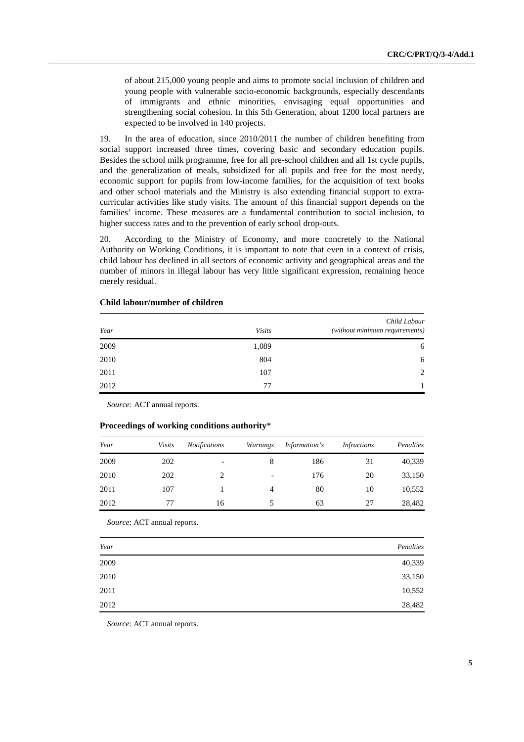of about 215,000 young people and aims to promote social inclusion of children and young people with vulnerable socio-economic backgrounds, especially descendants of immigrants and ethnic minorities, envisaging equal opportunities and strengthening social cohesion. In this 5th Generation, about 1200 local partners are expected to be involved in 140 projects.

19. In the area of education, since 2010/2011 the number of children benefiting from social support increased three times, covering basic and secondary education pupils. Besides the school milk programme, free for all pre-school children and all 1st cycle pupils, and the generalization of meals, subsidized for all pupils and free for the most needy, economic support for pupils from low-income families, for the acquisition of text books and other school materials and the Ministry is also extending financial support to extra-curricular activities like study visits. The amount of this financial support depends on the families' income. These measures are a fundamental contribution to social inclusion, to higher success rates and to the prevention of early school drop-outs.

20. According to the Ministry of Economy, and more concretely to the National Authority on Working Conditions, it is important to note that even in a context of crisis, child labour has declined in all sectors of economic activity and geographical areas and the number of minors in illegal labour has very little significant expression, remaining hence merely residual.

**Child labour/number of children**

| *Year* | *Visits* | *Child Labour (without minimum requirements)* |
|---|---|---|
| 2009 | 1,089 | 6 |
| 2010 | 804 | 6 |
| 2011 | 107 | 2 |
| 2012 | 77 | 1 |

*Source:* ACT annual reports.

**Proceedings of working conditions authority***

| *Year* | *Visits* | *Notifications* | *Warnings* | *Information's* | *Infractions* | *Penalties* |
|---|---|---|---|---|---|---|
| 2009 | 202 | - | 8 | 186 | 31 | 40,339 |
| 2010 | 202 | 2 | - | 176 | 20 | 33,150 |
| 2011 | 107 | 1 | 4 | 80 | 10 | 10,552 |
| 2012 | 77 | 16 | 5 | 63 | 27 | 28,482 |

*Source*: ACT annual reports.

| *Year* | *Penalties* |
|---|---|
| 2009 | 40,339 |
| 2010 | 33,150 |
| 2011 | 10,552 |
| 2012 | 28,482 |

*Source*: ACT annual reports.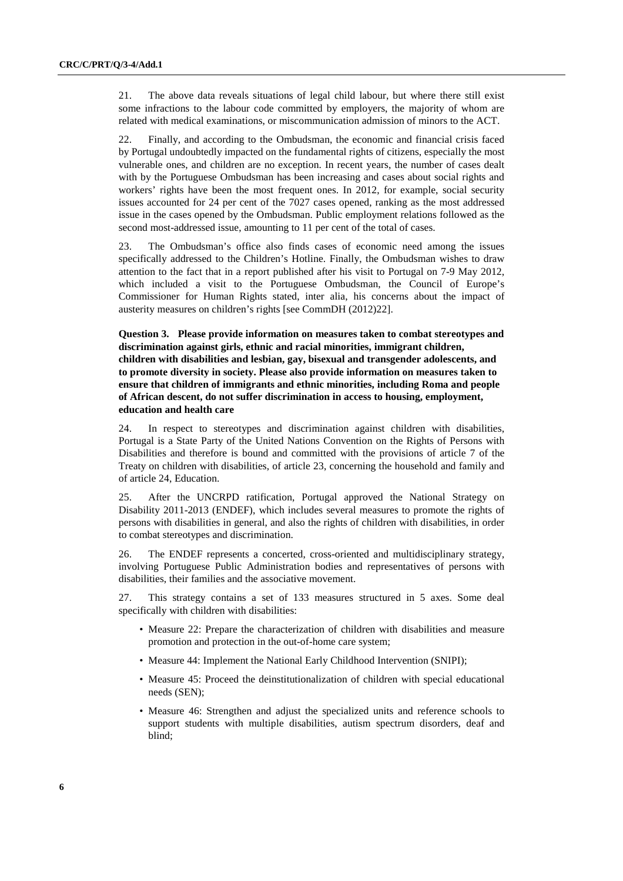21. The above data reveals situations of legal child labour, but where there still exist some infractions to the labour code committed by employers, the majority of whom are related with medical examinations, or miscommunication admission of minors to the ACT.

22. Finally, and according to the Ombudsman, the economic and financial crisis faced by Portugal undoubtedly impacted on the fundamental rights of citizens, especially the most vulnerable ones, and children are no exception. In recent years, the number of cases dealt with by the Portuguese Ombudsman has been increasing and cases about social rights and workers' rights have been the most frequent ones. In 2012, for example, social security issues accounted for 24 per cent of the 7027 cases opened, ranking as the most addressed issue in the cases opened by the Ombudsman. Public employment relations followed as the second most-addressed issue, amounting to 11 per cent of the total of cases.

23. The Ombudsman's office also finds cases of economic need among the issues specifically addressed to the Children's Hotline. Finally, the Ombudsman wishes to draw attention to the fact that in a report published after his visit to Portugal on 7-9 May 2012, which included a visit to the Portuguese Ombudsman, the Council of Europe's Commissioner for Human Rights stated, inter alia, his concerns about the impact of austerity measures on children's rights [see CommDH (2012)22].

**Question 3. Please provide information on measures taken to combat stereotypes and discrimination against girls, ethnic and racial minorities, immigrant children, children with disabilities and lesbian, gay, bisexual and transgender adolescents, and to promote diversity in society. Please also provide information on measures taken to ensure that children of immigrants and ethnic minorities, including Roma and people of African descent, do not suffer discrimination in access to housing, employment, education and health care**

24. In respect to stereotypes and discrimination against children with disabilities, Portugal is a State Party of the United Nations Convention on the Rights of Persons with Disabilities and therefore is bound and committed with the provisions of article 7 of the Treaty on children with disabilities, of article 23, concerning the household and family and of article 24, Education.

25. After the UNCRPD ratification, Portugal approved the National Strategy on Disability 2011-2013 (ENDEF), which includes several measures to promote the rights of persons with disabilities in general, and also the rights of children with disabilities, in order to combat stereotypes and discrimination.

26. The ENDEF represents a concerted, cross-oriented and multidisciplinary strategy, involving Portuguese Public Administration bodies and representatives of persons with disabilities, their families and the associative movement.

27. This strategy contains a set of 133 measures structured in 5 axes. Some deal specifically with children with disabilities:

- Measure 22: Prepare the characterization of children with disabilities and measure promotion and protection in the out-of-home care system;
- Measure 44: Implement the National Early Childhood Intervention (SNIPI);
- Measure 45: Proceed the deinstitutionalization of children with special educational needs (SEN);
- Measure 46: Strengthen and adjust the specialized units and reference schools to support students with multiple disabilities, autism spectrum disorders, deaf and blind;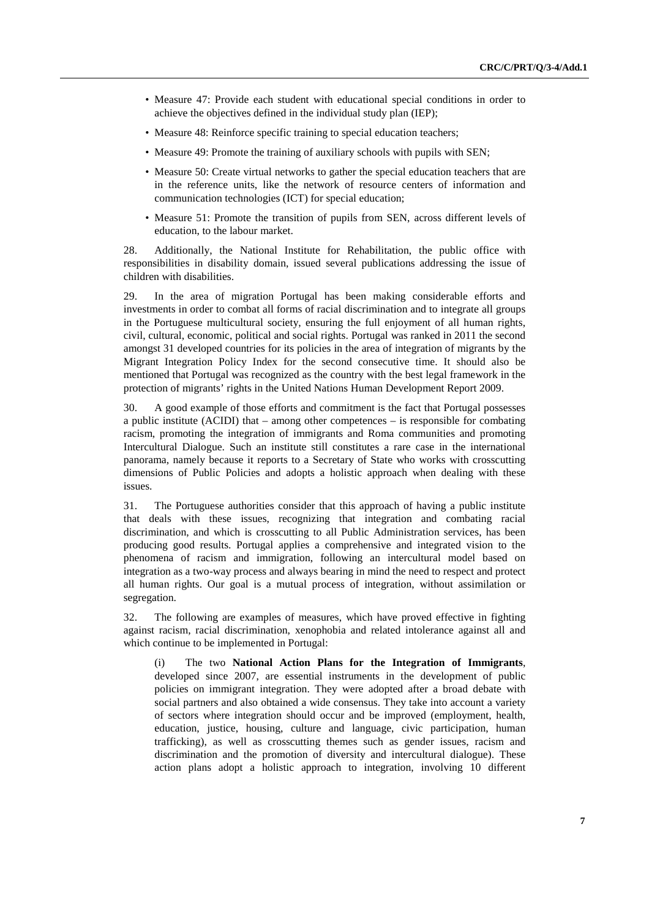- Measure 47: Provide each student with educational special conditions in order to achieve the objectives defined in the individual study plan (IEP);
- Measure 48: Reinforce specific training to special education teachers;
- Measure 49: Promote the training of auxiliary schools with pupils with SEN;
- Measure 50: Create virtual networks to gather the special education teachers that are in the reference units, like the network of resource centers of information and communication technologies (ICT) for special education;
- Measure 51: Promote the transition of pupils from SEN, across different levels of education, to the labour market.

28. Additionally, the National Institute for Rehabilitation, the public office with responsibilities in disability domain, issued several publications addressing the issue of children with disabilities.

29. In the area of migration Portugal has been making considerable efforts and investments in order to combat all forms of racial discrimination and to integrate all groups in the Portuguese multicultural society, ensuring the full enjoyment of all human rights, civil, cultural, economic, political and social rights. Portugal was ranked in 2011 the second amongst 31 developed countries for its policies in the area of integration of migrants by the Migrant Integration Policy Index for the second consecutive time. It should also be mentioned that Portugal was recognized as the country with the best legal framework in the protection of migrants' rights in the United Nations Human Development Report 2009.

30. A good example of those efforts and commitment is the fact that Portugal possesses a public institute (ACIDI) that – among other competences – is responsible for combating racism, promoting the integration of immigrants and Roma communities and promoting Intercultural Dialogue. Such an institute still constitutes a rare case in the international panorama, namely because it reports to a Secretary of State who works with crosscutting dimensions of Public Policies and adopts a holistic approach when dealing with these issues.

31. The Portuguese authorities consider that this approach of having a public institute that deals with these issues, recognizing that integration and combating racial discrimination, and which is crosscutting to all Public Administration services, has been producing good results. Portugal applies a comprehensive and integrated vision to the phenomena of racism and immigration, following an intercultural model based on integration as a two-way process and always bearing in mind the need to respect and protect all human rights. Our goal is a mutual process of integration, without assimilation or segregation.

32. The following are examples of measures, which have proved effective in fighting against racism, racial discrimination, xenophobia and related intolerance against all and which continue to be implemented in Portugal:

(i) The two **National Action Plans for the Integration of Immigrants**, developed since 2007, are essential instruments in the development of public policies on immigrant integration. They were adopted after a broad debate with social partners and also obtained a wide consensus. They take into account a variety of sectors where integration should occur and be improved (employment, health, education, justice, housing, culture and language, civic participation, human trafficking), as well as crosscutting themes such as gender issues, racism and discrimination and the promotion of diversity and intercultural dialogue). These action plans adopt a holistic approach to integration, involving 10 different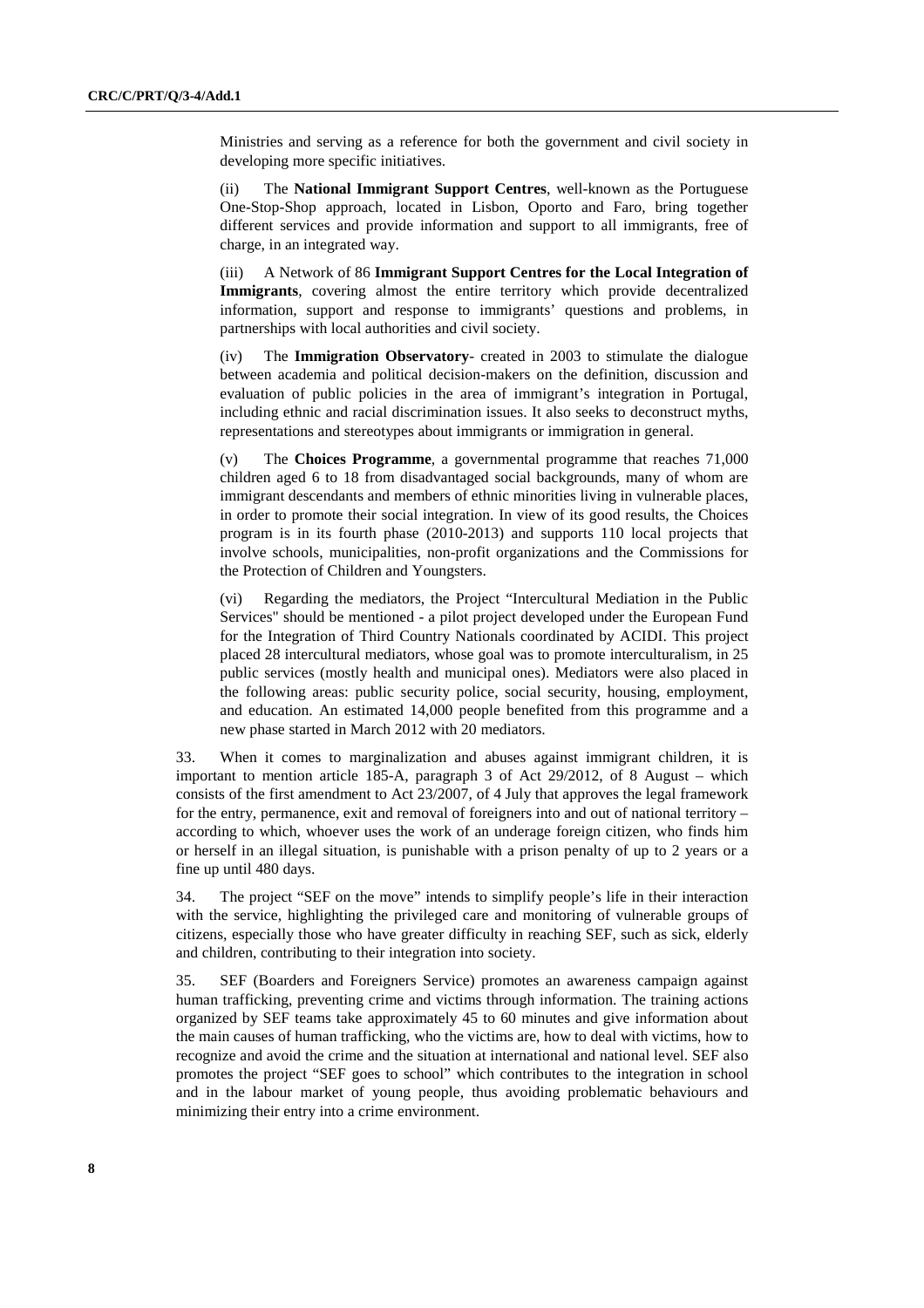Ministries and serving as a reference for both the government and civil society in developing more specific initiatives.

(ii) The **National Immigrant Support Centres**, well-known as the Portuguese One-Stop-Shop approach, located in Lisbon, Oporto and Faro, bring together different services and provide information and support to all immigrants, free of charge, in an integrated way.

(iii) A Network of 86 **Immigrant Support Centres for the Local Integration of Immigrants**, covering almost the entire territory which provide decentralized information, support and response to immigrants' questions and problems, in partnerships with local authorities and civil society.

(iv) The **Immigration Observatory**- created in 2003 to stimulate the dialogue between academia and political decision-makers on the definition, discussion and evaluation of public policies in the area of immigrant's integration in Portugal, including ethnic and racial discrimination issues. It also seeks to deconstruct myths, representations and stereotypes about immigrants or immigration in general.

(v) The **Choices Programme**, a governmental programme that reaches 71,000 children aged 6 to 18 from disadvantaged social backgrounds, many of whom are immigrant descendants and members of ethnic minorities living in vulnerable places, in order to promote their social integration. In view of its good results, the Choices program is in its fourth phase (2010-2013) and supports 110 local projects that involve schools, municipalities, non-profit organizations and the Commissions for the Protection of Children and Youngsters.

(vi) Regarding the mediators, the Project "Intercultural Mediation in the Public Services" should be mentioned - a pilot project developed under the European Fund for the Integration of Third Country Nationals coordinated by ACIDI. This project placed 28 intercultural mediators, whose goal was to promote interculturalism, in 25 public services (mostly health and municipal ones). Mediators were also placed in the following areas: public security police, social security, housing, employment, and education. An estimated 14,000 people benefited from this programme and a new phase started in March 2012 with 20 mediators.

33. When it comes to marginalization and abuses against immigrant children, it is important to mention article 185-A, paragraph 3 of Act 29/2012, of 8 August – which consists of the first amendment to Act 23/2007, of 4 July that approves the legal framework for the entry, permanence, exit and removal of foreigners into and out of national territory – according to which, whoever uses the work of an underage foreign citizen, who finds him or herself in an illegal situation, is punishable with a prison penalty of up to 2 years or a fine up until 480 days.

34. The project "SEF on the move" intends to simplify people's life in their interaction with the service, highlighting the privileged care and monitoring of vulnerable groups of citizens, especially those who have greater difficulty in reaching SEF, such as sick, elderly and children, contributing to their integration into society.

35. SEF (Boarders and Foreigners Service) promotes an awareness campaign against human trafficking, preventing crime and victims through information. The training actions organized by SEF teams take approximately 45 to 60 minutes and give information about the main causes of human trafficking, who the victims are, how to deal with victims, how to recognize and avoid the crime and the situation at international and national level. SEF also promotes the project "SEF goes to school" which contributes to the integration in school and in the labour market of young people, thus avoiding problematic behaviours and minimizing their entry into a crime environment.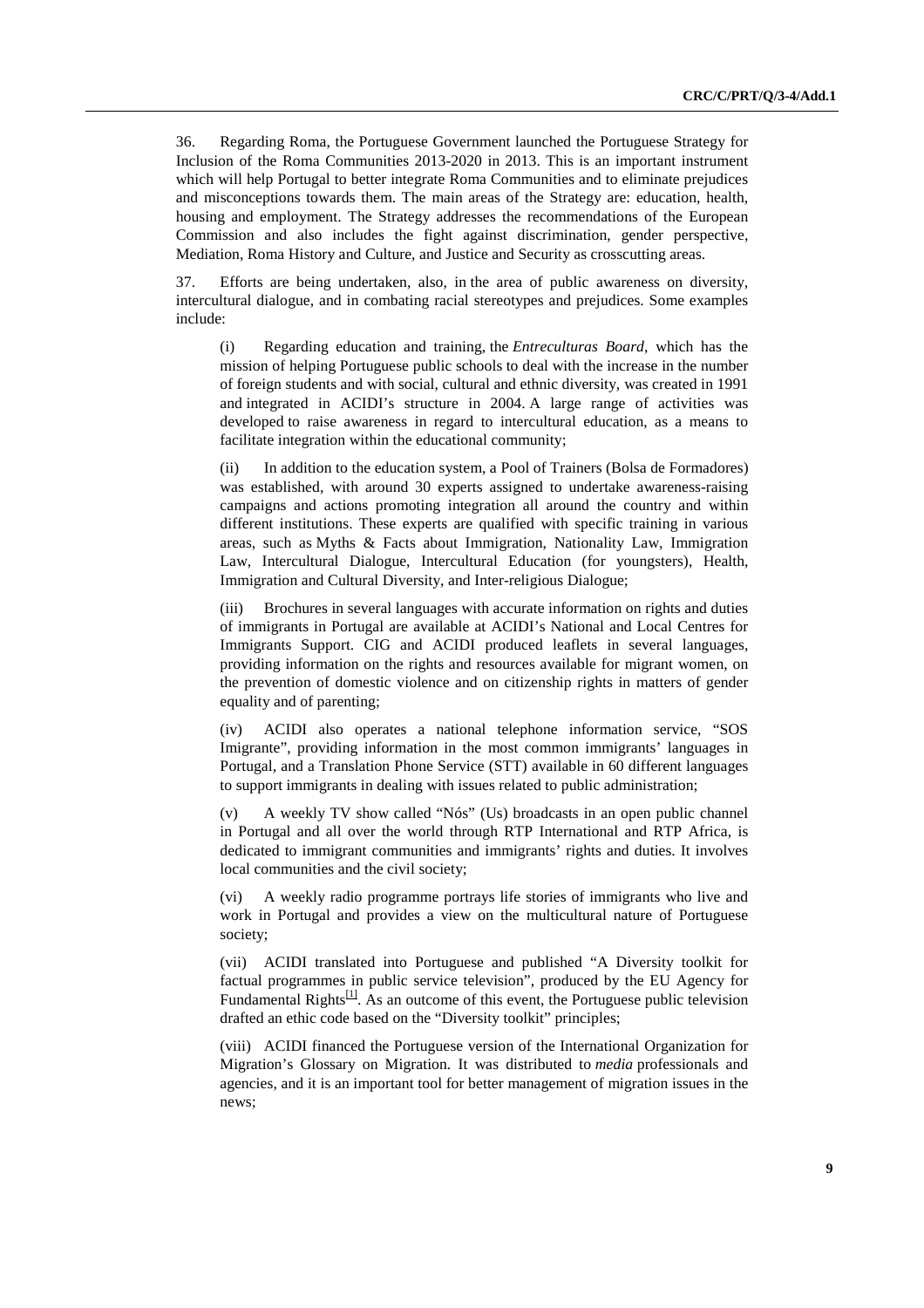36. Regarding Roma, the Portuguese Government launched the Portuguese Strategy for Inclusion of the Roma Communities 2013-2020 in 2013. This is an important instrument which will help Portugal to better integrate Roma Communities and to eliminate prejudices and misconceptions towards them. The main areas of the Strategy are: education, health, housing and employment. The Strategy addresses the recommendations of the European Commission and also includes the fight against discrimination, gender perspective, Mediation, Roma History and Culture, and Justice and Security as crosscutting areas.

37. Efforts are being undertaken, also, in the area of public awareness on diversity, intercultural dialogue, and in combating racial stereotypes and prejudices. Some examples include:

(i) Regarding education and training, the *Entreculturas Board*, which has the mission of helping Portuguese public schools to deal with the increase in the number of foreign students and with social, cultural and ethnic diversity, was created in 1991 and integrated in ACIDI's structure in 2004. A large range of activities was developed to raise awareness in regard to intercultural education, as a means to facilitate integration within the educational community;

(ii) In addition to the education system, a Pool of Trainers (Bolsa de Formadores) was established, with around 30 experts assigned to undertake awareness-raising campaigns and actions promoting integration all around the country and within different institutions. These experts are qualified with specific training in various areas, such as Myths & Facts about Immigration, Nationality Law, Immigration Law, Intercultural Dialogue, Intercultural Education (for youngsters), Health, Immigration and Cultural Diversity, and Inter-religious Dialogue;

(iii) Brochures in several languages with accurate information on rights and duties of immigrants in Portugal are available at ACIDI's National and Local Centres for Immigrants Support. CIG and ACIDI produced leaflets in several languages, providing information on the rights and resources available for migrant women, on the prevention of domestic violence and on citizenship rights in matters of gender equality and of parenting;

(iv) ACIDI also operates a national telephone information service, "SOS Imigrante", providing information in the most common immigrants' languages in Portugal, and a Translation Phone Service (STT) available in 60 different languages to support immigrants in dealing with issues related to public administration;

(v) A weekly TV show called "Nós" (Us) broadcasts in an open public channel in Portugal and all over the world through RTP International and RTP Africa, is dedicated to immigrant communities and immigrants' rights and duties. It involves local communities and the civil society;

(vi) A weekly radio programme portrays life stories of immigrants who live and work in Portugal and provides a view on the multicultural nature of Portuguese society;

(vii) ACIDI translated into Portuguese and published "A Diversity toolkit for factual programmes in public service television", produced by the EU Agency for Fundamental Rights[1]. As an outcome of this event, the Portuguese public television drafted an ethic code based on the "Diversity toolkit" principles;

(viii) ACIDI financed the Portuguese version of the International Organization for Migration's Glossary on Migration. It was distributed to *media* professionals and agencies, and it is an important tool for better management of migration issues in the news;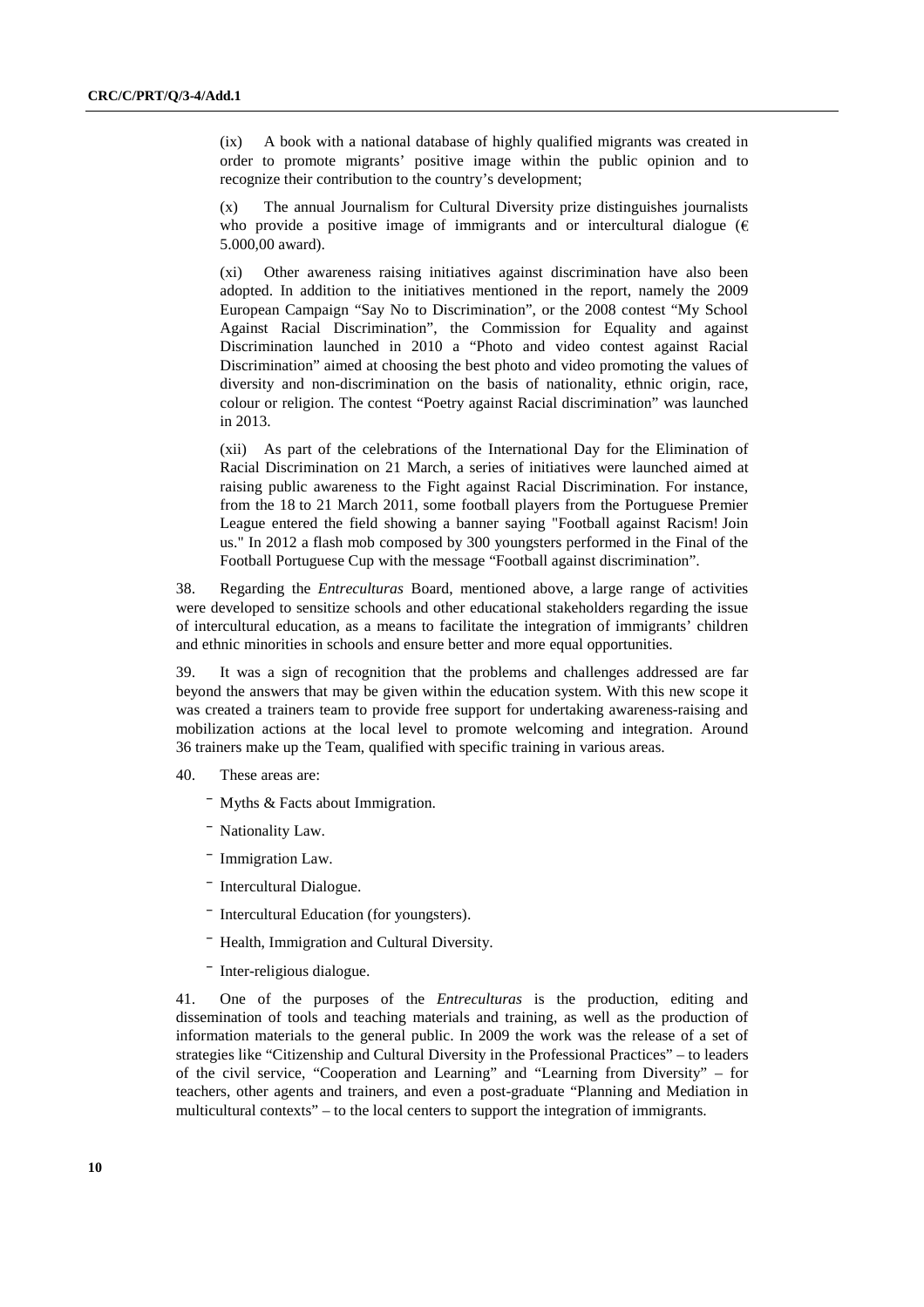(ix) A book with a national database of highly qualified migrants was created in order to promote migrants' positive image within the public opinion and to recognize their contribution to the country's development;

(x) The annual Journalism for Cultural Diversity prize distinguishes journalists who provide a positive image of immigrants and or intercultural dialogue (€ 5.000,00 award).

(xi) Other awareness raising initiatives against discrimination have also been adopted. In addition to the initiatives mentioned in the report, namely the 2009 European Campaign "Say No to Discrimination", or the 2008 contest "My School Against Racial Discrimination", the Commission for Equality and against Discrimination launched in 2010 a "Photo and video contest against Racial Discrimination" aimed at choosing the best photo and video promoting the values of diversity and non-discrimination on the basis of nationality, ethnic origin, race, colour or religion. The contest "Poetry against Racial discrimination" was launched in 2013.

(xii) As part of the celebrations of the International Day for the Elimination of Racial Discrimination on 21 March, a series of initiatives were launched aimed at raising public awareness to the Fight against Racial Discrimination. For instance, from the 18 to 21 March 2011, some football players from the Portuguese Premier League entered the field showing a banner saying "Football against Racism! Join us." In 2012 a flash mob composed by 300 youngsters performed in the Final of the Football Portuguese Cup with the message "Football against discrimination".

38. Regarding the *Entreculturas* Board, mentioned above, a large range of activities were developed to sensitize schools and other educational stakeholders regarding the issue of intercultural education, as a means to facilitate the integration of immigrants' children and ethnic minorities in schools and ensure better and more equal opportunities.

39. It was a sign of recognition that the problems and challenges addressed are far beyond the answers that may be given within the education system. With this new scope it was created a trainers team to provide free support for undertaking awareness-raising and mobilization actions at the local level to promote welcoming and integration. Around 36 trainers make up the Team, qualified with specific training in various areas.

40. These areas are:

- Myths & Facts about Immigration.
- Nationality Law.
- Immigration Law.
- Intercultural Dialogue.
- Intercultural Education (for youngsters).
- Health, Immigration and Cultural Diversity.
- Inter-religious dialogue.

41. One of the purposes of the *Entreculturas* is the production, editing and dissemination of tools and teaching materials and training, as well as the production of information materials to the general public. In 2009 the work was the release of a set of strategies like "Citizenship and Cultural Diversity in the Professional Practices" – to leaders of the civil service, "Cooperation and Learning" and "Learning from Diversity" – for teachers, other agents and trainers, and even a post-graduate "Planning and Mediation in multicultural contexts" – to the local centers to support the integration of immigrants.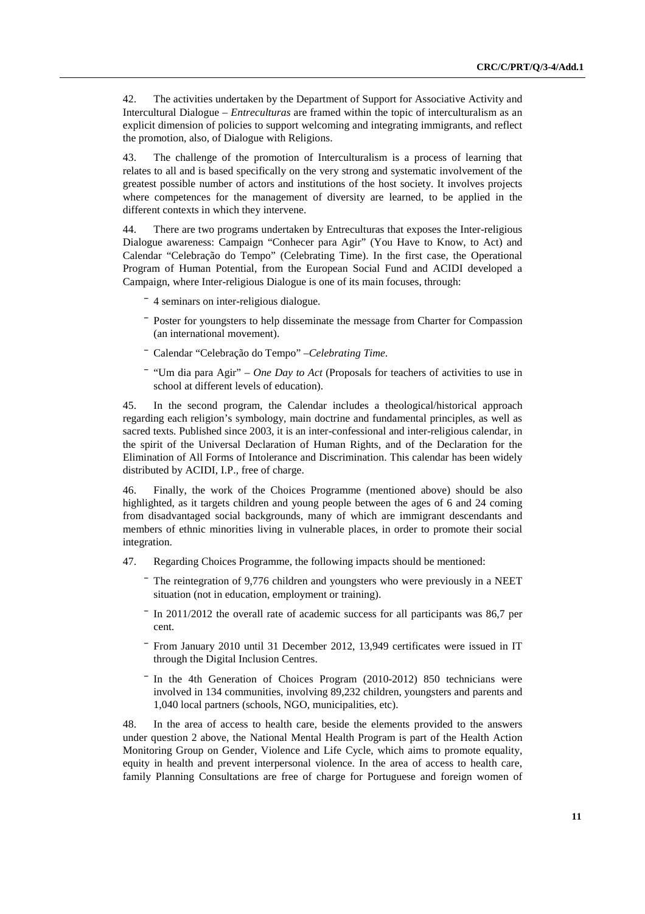42. The activities undertaken by the Department of Support for Associative Activity and Intercultural Dialogue – *Entreculturas* are framed within the topic of interculturalism as an explicit dimension of policies to support welcoming and integrating immigrants, and reflect the promotion, also, of Dialogue with Religions.

43. The challenge of the promotion of Interculturalism is a process of learning that relates to all and is based specifically on the very strong and systematic involvement of the greatest possible number of actors and institutions of the host society. It involves projects where competences for the management of diversity are learned, to be applied in the different contexts in which they intervene.

44. There are two programs undertaken by Entreculturas that exposes the Inter-religious Dialogue awareness: Campaign "Conhecer para Agir" (You Have to Know, to Act) and Calendar "Celebração do Tempo" (Celebrating Time). In the first case, the Operational Program of Human Potential, from the European Social Fund and ACIDI developed a Campaign, where Inter-religious Dialogue is one of its main focuses, through:

- 4 seminars on inter-religious dialogue.
- Poster for youngsters to help disseminate the message from Charter for Compassion (an international movement).
- Calendar "Celebração do Tempo" –*Celebrating Time*.
- "Um dia para Agir" – *One Day to Act* (Proposals for teachers of activities to use in school at different levels of education).

45. In the second program, the Calendar includes a theological/historical approach regarding each religion's symbology, main doctrine and fundamental principles, as well as sacred texts. Published since 2003, it is an inter-confessional and inter-religious calendar, in the spirit of the Universal Declaration of Human Rights, and of the Declaration for the Elimination of All Forms of Intolerance and Discrimination. This calendar has been widely distributed by ACIDI, I.P., free of charge.

46. Finally, the work of the Choices Programme (mentioned above) should be also highlighted, as it targets children and young people between the ages of 6 and 24 coming from disadvantaged social backgrounds, many of which are immigrant descendants and members of ethnic minorities living in vulnerable places, in order to promote their social integration.

47. Regarding Choices Programme, the following impacts should be mentioned:

- The reintegration of 9,776 children and youngsters who were previously in a NEET situation (not in education, employment or training).
- In 2011/2012 the overall rate of academic success for all participants was 86,7 per cent.
- From January 2010 until 31 December 2012, 13,949 certificates were issued in IT through the Digital Inclusion Centres.
- In the 4th Generation of Choices Program (2010-2012) 850 technicians were involved in 134 communities, involving 89,232 children, youngsters and parents and 1,040 local partners (schools, NGO, municipalities, etc).

48. In the area of access to health care, beside the elements provided to the answers under question 2 above, the National Mental Health Program is part of the Health Action Monitoring Group on Gender, Violence and Life Cycle, which aims to promote equality, equity in health and prevent interpersonal violence. In the area of access to health care, family Planning Consultations are free of charge for Portuguese and foreign women of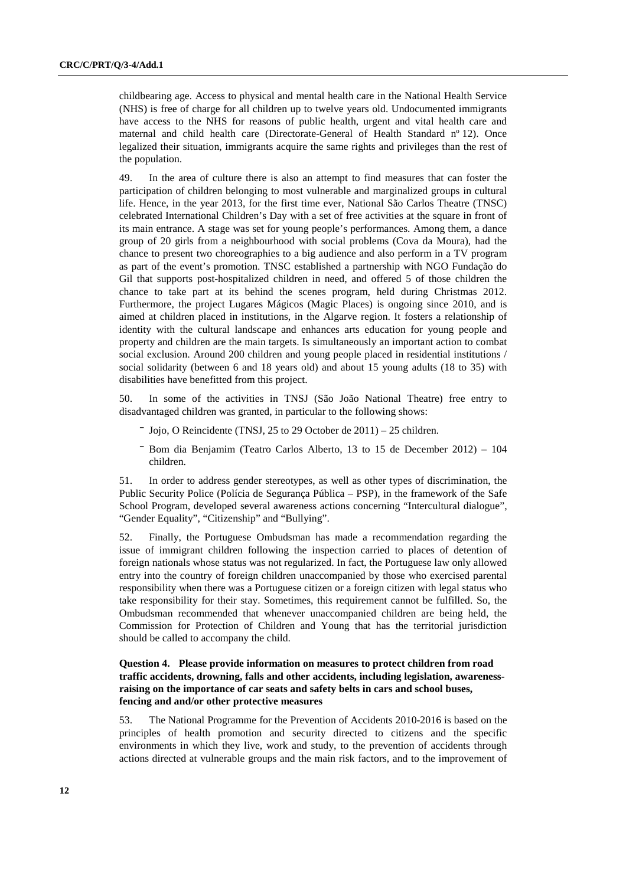childbearing age. Access to physical and mental health care in the National Health Service (NHS) is free of charge for all children up to twelve years old. Undocumented immigrants have access to the NHS for reasons of public health, urgent and vital health care and maternal and child health care (Directorate-General of Health Standard nº 12). Once legalized their situation, immigrants acquire the same rights and privileges than the rest of the population.

49. In the area of culture there is also an attempt to find measures that can foster the participation of children belonging to most vulnerable and marginalized groups in cultural life. Hence, in the year 2013, for the first time ever, National São Carlos Theatre (TNSC) celebrated International Children's Day with a set of free activities at the square in front of its main entrance. A stage was set for young people's performances. Among them, a dance group of 20 girls from a neighbourhood with social problems (Cova da Moura), had the chance to present two choreographies to a big audience and also perform in a TV program as part of the event's promotion. TNSC established a partnership with NGO Fundação do Gil that supports post-hospitalized children in need, and offered 5 of those children the chance to take part at its behind the scenes program, held during Christmas 2012. Furthermore, the project Lugares Mágicos (Magic Places) is ongoing since 2010, and is aimed at children placed in institutions, in the Algarve region. It fosters a relationship of identity with the cultural landscape and enhances arts education for young people and property and children are the main targets. Is simultaneously an important action to combat social exclusion. Around 200 children and young people placed in residential institutions / social solidarity (between 6 and 18 years old) and about 15 young adults (18 to 35) with disabilities have benefitted from this project.

50. In some of the activities in TNSJ (São João National Theatre) free entry to disadvantaged children was granted, in particular to the following shows:

- Jojo, O Reincidente (TNSJ, 25 to 29 October de 2011) – 25 children.
- Bom dia Benjamim (Teatro Carlos Alberto, 13 to 15 de December 2012) – 104 children.

51. In order to address gender stereotypes, as well as other types of discrimination, the Public Security Police (Polícia de Segurança Pública – PSP), in the framework of the Safe School Program, developed several awareness actions concerning "Intercultural dialogue", "Gender Equality", "Citizenship" and "Bullying".

52. Finally, the Portuguese Ombudsman has made a recommendation regarding the issue of immigrant children following the inspection carried to places of detention of foreign nationals whose status was not regularized. In fact, the Portuguese law only allowed entry into the country of foreign children unaccompanied by those who exercised parental responsibility when there was a Portuguese citizen or a foreign citizen with legal status who take responsibility for their stay. Sometimes, this requirement cannot be fulfilled. So, the Ombudsman recommended that whenever unaccompanied children are being held, the Commission for Protection of Children and Young that has the territorial jurisdiction should be called to accompany the child.

### Question 4. Please provide information on measures to protect children from road traffic accidents, drowning, falls and other accidents, including legislation, awareness-raising on the importance of car seats and safety belts in cars and school buses, fencing and and/or other protective measures

53. The National Programme for the Prevention of Accidents 2010-2016 is based on the principles of health promotion and security directed to citizens and the specific environments in which they live, work and study, to the prevention of accidents through actions directed at vulnerable groups and the main risk factors, and to the improvement of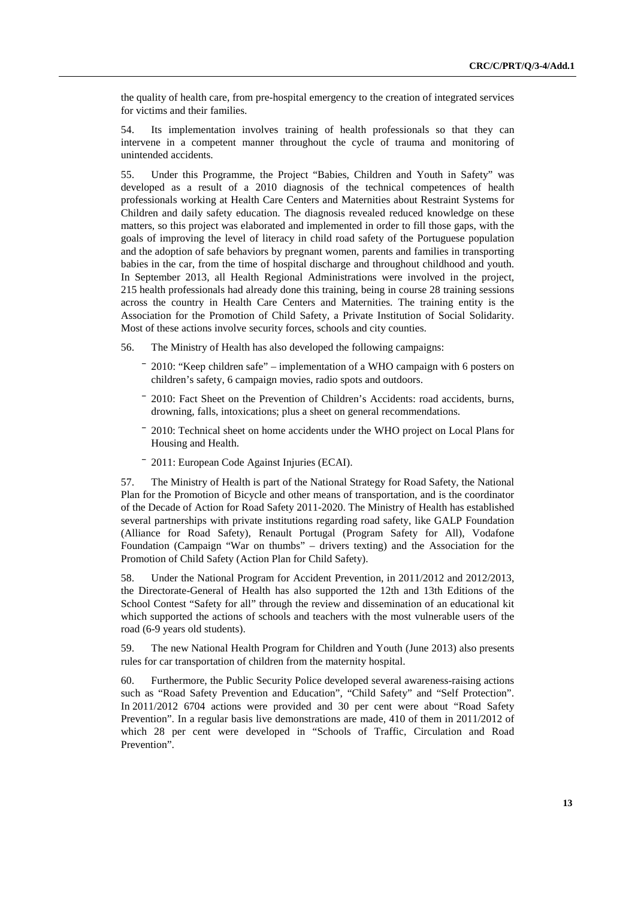the quality of health care, from pre-hospital emergency to the creation of integrated services for victims and their families.

54. Its implementation involves training of health professionals so that they can intervene in a competent manner throughout the cycle of trauma and monitoring of unintended accidents.

55. Under this Programme, the Project "Babies, Children and Youth in Safety" was developed as a result of a 2010 diagnosis of the technical competences of health professionals working at Health Care Centers and Maternities about Restraint Systems for Children and daily safety education. The diagnosis revealed reduced knowledge on these matters, so this project was elaborated and implemented in order to fill those gaps, with the goals of improving the level of literacy in child road safety of the Portuguese population and the adoption of safe behaviors by pregnant women, parents and families in transporting babies in the car, from the time of hospital discharge and throughout childhood and youth. In September 2013, all Health Regional Administrations were involved in the project, 215 health professionals had already done this training, being in course 28 training sessions across the country in Health Care Centers and Maternities. The training entity is the Association for the Promotion of Child Safety, a Private Institution of Social Solidarity. Most of these actions involve security forces, schools and city counties.

56. The Ministry of Health has also developed the following campaigns:

- 2010: "Keep children safe" – implementation of a WHO campaign with 6 posters on children's safety, 6 campaign movies, radio spots and outdoors.
- 2010: Fact Sheet on the Prevention of Children's Accidents: road accidents, burns, drowning, falls, intoxications; plus a sheet on general recommendations.
- 2010: Technical sheet on home accidents under the WHO project on Local Plans for Housing and Health.
- 2011: European Code Against Injuries (ECAI).

57. The Ministry of Health is part of the National Strategy for Road Safety, the National Plan for the Promotion of Bicycle and other means of transportation, and is the coordinator of the Decade of Action for Road Safety 2011-2020. The Ministry of Health has established several partnerships with private institutions regarding road safety, like GALP Foundation (Alliance for Road Safety), Renault Portugal (Program Safety for All), Vodafone Foundation (Campaign "War on thumbs" – drivers texting) and the Association for the Promotion of Child Safety (Action Plan for Child Safety).

58. Under the National Program for Accident Prevention, in 2011/2012 and 2012/2013, the Directorate-General of Health has also supported the 12th and 13th Editions of the School Contest "Safety for all" through the review and dissemination of an educational kit which supported the actions of schools and teachers with the most vulnerable users of the road (6-9 years old students).

59. The new National Health Program for Children and Youth (June 2013) also presents rules for car transportation of children from the maternity hospital.

60. Furthermore, the Public Security Police developed several awareness-raising actions such as "Road Safety Prevention and Education", "Child Safety" and "Self Protection". In 2011/2012 6704 actions were provided and 30 per cent were about "Road Safety Prevention". In a regular basis live demonstrations are made, 410 of them in 2011/2012 of which 28 per cent were developed in "Schools of Traffic, Circulation and Road Prevention".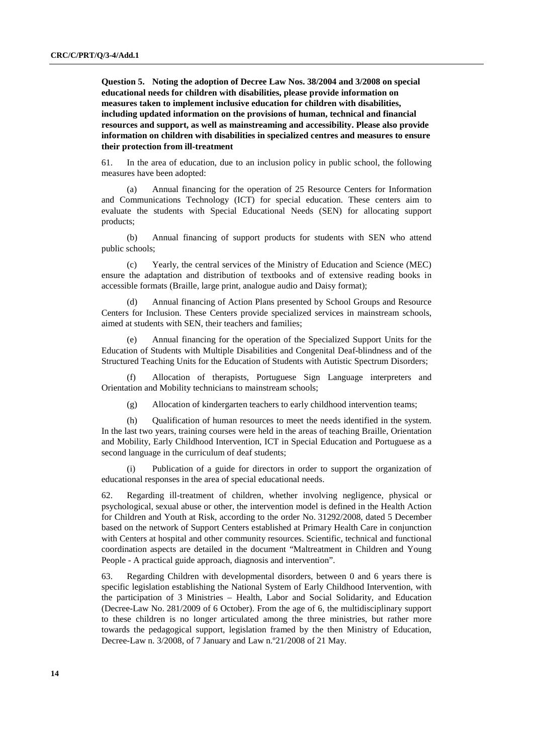**Question 5. Noting the adoption of Decree Law Nos. 38/2004 and 3/2008 on special educational needs for children with disabilities, please provide information on measures taken to implement inclusive education for children with disabilities, including updated information on the provisions of human, technical and financial resources and support, as well as mainstreaming and accessibility. Please also provide information on children with disabilities in specialized centres and measures to ensure their protection from ill-treatment**

61. In the area of education, due to an inclusion policy in public school, the following measures have been adopted:

(a) Annual financing for the operation of 25 Resource Centers for Information and Communications Technology (ICT) for special education. These centers aim to evaluate the students with Special Educational Needs (SEN) for allocating support products;

(b) Annual financing of support products for students with SEN who attend public schools;

(c) Yearly, the central services of the Ministry of Education and Science (MEC) ensure the adaptation and distribution of textbooks and of extensive reading books in accessible formats (Braille, large print, analogue audio and Daisy format);

(d) Annual financing of Action Plans presented by School Groups and Resource Centers for Inclusion. These Centers provide specialized services in mainstream schools, aimed at students with SEN, their teachers and families;

(e) Annual financing for the operation of the Specialized Support Units for the Education of Students with Multiple Disabilities and Congenital Deaf-blindness and of the Structured Teaching Units for the Education of Students with Autistic Spectrum Disorders;

(f) Allocation of therapists, Portuguese Sign Language interpreters and Orientation and Mobility technicians to mainstream schools;

(g) Allocation of kindergarten teachers to early childhood intervention teams;

(h) Qualification of human resources to meet the needs identified in the system. In the last two years, training courses were held in the areas of teaching Braille, Orientation and Mobility, Early Childhood Intervention, ICT in Special Education and Portuguese as a second language in the curriculum of deaf students;

(i) Publication of a guide for directors in order to support the organization of educational responses in the area of special educational needs.

62. Regarding ill-treatment of children, whether involving negligence, physical or psychological, sexual abuse or other, the intervention model is defined in the Health Action for Children and Youth at Risk, according to the order No. 31292/2008, dated 5 December based on the network of Support Centers established at Primary Health Care in conjunction with Centers at hospital and other community resources. Scientific, technical and functional coordination aspects are detailed in the document "Maltreatment in Children and Young People - A practical guide approach, diagnosis and intervention".

63. Regarding Children with developmental disorders, between 0 and 6 years there is specific legislation establishing the National System of Early Childhood Intervention, with the participation of 3 Ministries – Health, Labor and Social Solidarity, and Education (Decree-Law No. 281/2009 of 6 October). From the age of 6, the multidisciplinary support to these children is no longer articulated among the three ministries, but rather more towards the pedagogical support, legislation framed by the then Ministry of Education, Decree-Law n. 3/2008, of 7 January and Law n.º21/2008 of 21 May.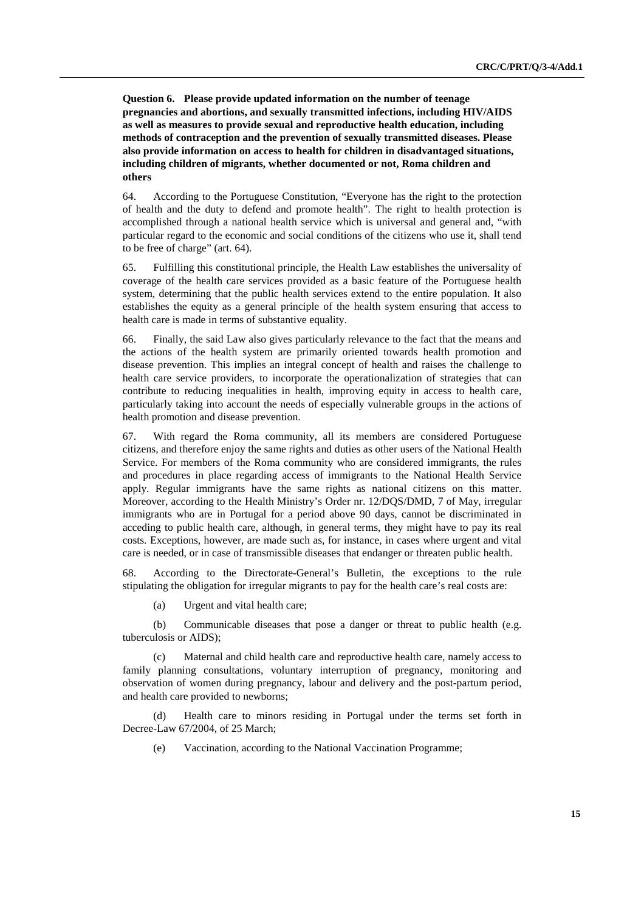**Question 6. Please provide updated information on the number of teenage pregnancies and abortions, and sexually transmitted infections, including HIV/AIDS as well as measures to provide sexual and reproductive health education, including methods of contraception and the prevention of sexually transmitted diseases. Please also provide information on access to health for children in disadvantaged situations, including children of migrants, whether documented or not, Roma children and others**

64. According to the Portuguese Constitution, "Everyone has the right to the protection of health and the duty to defend and promote health". The right to health protection is accomplished through a national health service which is universal and general and, "with particular regard to the economic and social conditions of the citizens who use it, shall tend to be free of charge" (art. 64).

65. Fulfilling this constitutional principle, the Health Law establishes the universality of coverage of the health care services provided as a basic feature of the Portuguese health system, determining that the public health services extend to the entire population. It also establishes the equity as a general principle of the health system ensuring that access to health care is made in terms of substantive equality.

66. Finally, the said Law also gives particularly relevance to the fact that the means and the actions of the health system are primarily oriented towards health promotion and disease prevention. This implies an integral concept of health and raises the challenge to health care service providers, to incorporate the operationalization of strategies that can contribute to reducing inequalities in health, improving equity in access to health care, particularly taking into account the needs of especially vulnerable groups in the actions of health promotion and disease prevention.

67. With regard the Roma community, all its members are considered Portuguese citizens, and therefore enjoy the same rights and duties as other users of the National Health Service. For members of the Roma community who are considered immigrants, the rules and procedures in place regarding access of immigrants to the National Health Service apply. Regular immigrants have the same rights as national citizens on this matter. Moreover, according to the Health Ministry's Order nr. 12/DQS/DMD, 7 of May, irregular immigrants who are in Portugal for a period above 90 days, cannot be discriminated in acceding to public health care, although, in general terms, they might have to pay its real costs. Exceptions, however, are made such as, for instance, in cases where urgent and vital care is needed, or in case of transmissible diseases that endanger or threaten public health.

68. According to the Directorate-General's Bulletin, the exceptions to the rule stipulating the obligation for irregular migrants to pay for the health care's real costs are:

(a) Urgent and vital health care;

(b) Communicable diseases that pose a danger or threat to public health (e.g. tuberculosis or AIDS);

(c) Maternal and child health care and reproductive health care, namely access to family planning consultations, voluntary interruption of pregnancy, monitoring and observation of women during pregnancy, labour and delivery and the post-partum period, and health care provided to newborns;

(d) Health care to minors residing in Portugal under the terms set forth in Decree-Law 67/2004, of 25 March;

(e) Vaccination, according to the National Vaccination Programme;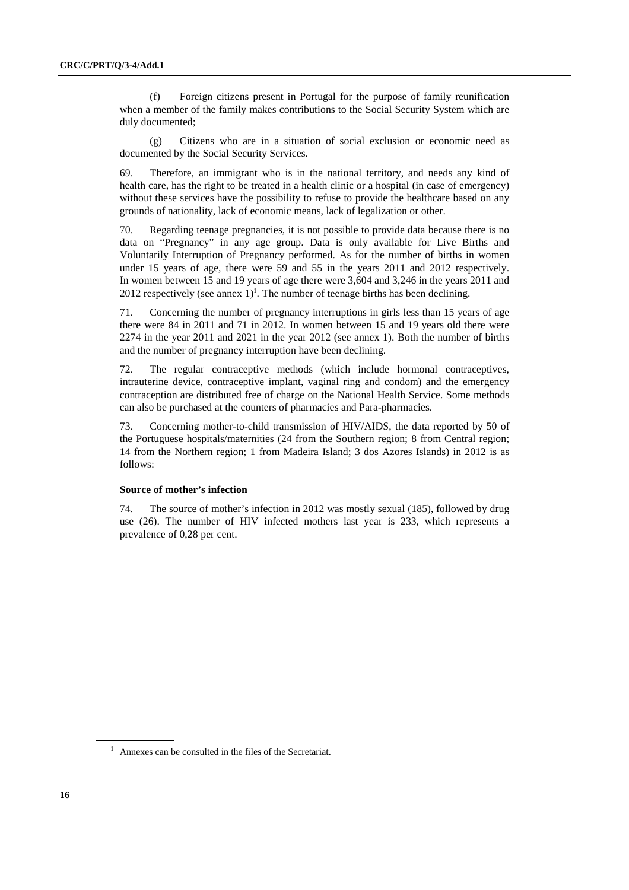(f) Foreign citizens present in Portugal for the purpose of family reunification when a member of the family makes contributions to the Social Security System which are duly documented;

(g) Citizens who are in a situation of social exclusion or economic need as documented by the Social Security Services.

69. Therefore, an immigrant who is in the national territory, and needs any kind of health care, has the right to be treated in a health clinic or a hospital (in case of emergency) without these services have the possibility to refuse to provide the healthcare based on any grounds of nationality, lack of economic means, lack of legalization or other.

70. Regarding teenage pregnancies, it is not possible to provide data because there is no data on "Pregnancy" in any age group. Data is only available for Live Births and Voluntarily Interruption of Pregnancy performed. As for the number of births in women under 15 years of age, there were 59 and 55 in the years 2011 and 2012 respectively. In women between 15 and 19 years of age there were 3,604 and 3,246 in the years 2011 and 2012 respectively (see annex 1)[1]. The number of teenage births has been declining.

71. Concerning the number of pregnancy interruptions in girls less than 15 years of age there were 84 in 2011 and 71 in 2012. In women between 15 and 19 years old there were 2274 in the year 2011 and 2021 in the year 2012 (see annex 1). Both the number of births and the number of pregnancy interruption have been declining.

72. The regular contraceptive methods (which include hormonal contraceptives, intrauterine device, contraceptive implant, vaginal ring and condom) and the emergency contraception are distributed free of charge on the National Health Service. Some methods can also be purchased at the counters of pharmacies and Para-pharmacies.

73. Concerning mother-to-child transmission of HIV/AIDS, the data reported by 50 of the Portuguese hospitals/maternities (24 from the Southern region; 8 from Central region; 14 from the Northern region; 1 from Madeira Island; 3 dos Azores Islands) in 2012 is as follows:

**Source of mother's infection**

74. The source of mother's infection in 2012 was mostly sexual (185), followed by drug use (26). The number of HIV infected mothers last year is 233, which represents a prevalence of 0,28 per cent.

[1] Annexes can be consulted in the files of the Secretariat.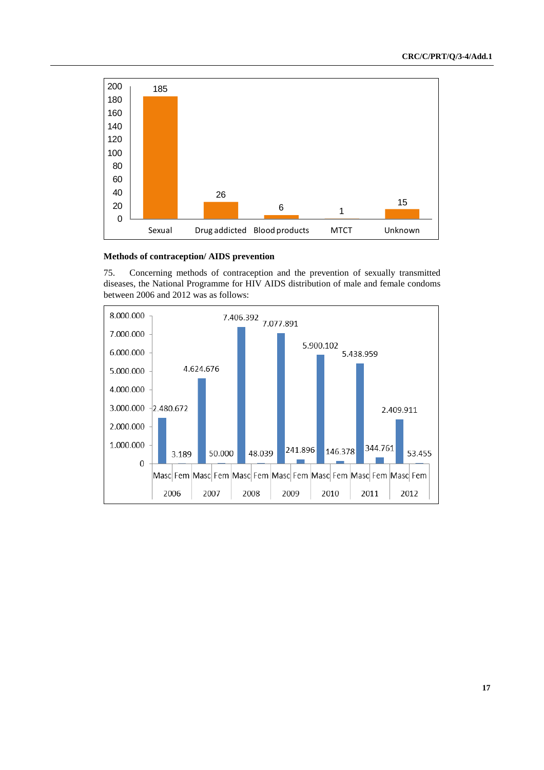| Category | Value |
|---|---|
| Sexual | 185 |
| Drug addicted | 26 |
| Blood products | 6 |
| MTCT | 1 |
| Unknown | 15 |

### Methods of contraception/ AIDS prevention

75. Concerning methods of contraception and the prevention of sexually transmitted diseases, the National Programme for HIV AIDS distribution of male and female condoms between 2006 and 2012 was as follows:

| Year | Masc | Fem |
|---|---|---|
| 2006 | 2.480.672 | 3.189 |
| 2007 | 4.624.676 | 50.000 |
| 2008 | 7.406.392 | 48.039 |
| 2009 | 7.077.891 | 241.896 |
| 2010 | 5.900.102 | 146.378 |
| 2011 | 5.438.959 | 344.761 |
| 2012 | 2.409.911 | 53.455 |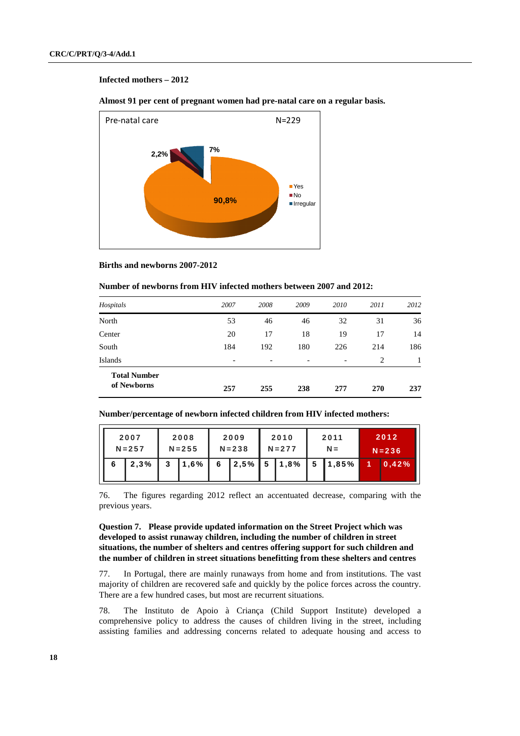**Infected mothers – 2012**

**Almost 91 per cent of pregnant women had pre-natal care on a regular basis.**

Pre-natal care N=229

- Yes: 90,8%
- No: 2,2%
- Irregular: 7%

**Births and newborns 2007-2012**

**Number of newborns from HIV infected mothers between 2007 and 2012:**

| *Hospitals* | *2007* | *2008* | *2009* | *2010* | *2011* | *2012* |
|---|---|---|---|---|---|---|
| North | 53 | 46 | 46 | 32 | 31 | 36 |
| Center | 20 | 17 | 18 | 19 | 17 | 14 |
| South | 184 | 192 | 180 | 226 | 214 | 186 |
| Islands | - | - | - | - | 2 | 1 |
| **Total Number of Newborns** | **257** | **255** | **238** | **277** | **270** | **237** |

**Number/percentage of newborn infected children from HIV infected mothers:**

| 2007 N=257 | | 2008 N=255 | | 2009 N=238 | | 2010 N=277 | | 2011 N= | | 2012 N=236 | |
|---|---|---|---|---|---|---|---|---|---|---|---|
| 6 | 2,3% | 3 | 1,6% | 6 | 2,5% | 5 | 1,8% | 5 | 1,85% | 1 | 0,42% |

76. The figures regarding 2012 reflect an accentuated decrease, comparing with the previous years.

**Question 7. Please provide updated information on the Street Project which was developed to assist runaway children, including the number of children in street situations, the number of shelters and centres offering support for such children and the number of children in street situations benefitting from these shelters and centres**

77. In Portugal, there are mainly runaways from home and from institutions. The vast majority of children are recovered safe and quickly by the police forces across the country. There are a few hundred cases, but most are recurrent situations.

78. The Instituto de Apoio à Criança (Child Support Institute) developed a comprehensive policy to address the causes of children living in the street, including assisting families and addressing concerns related to adequate housing and access to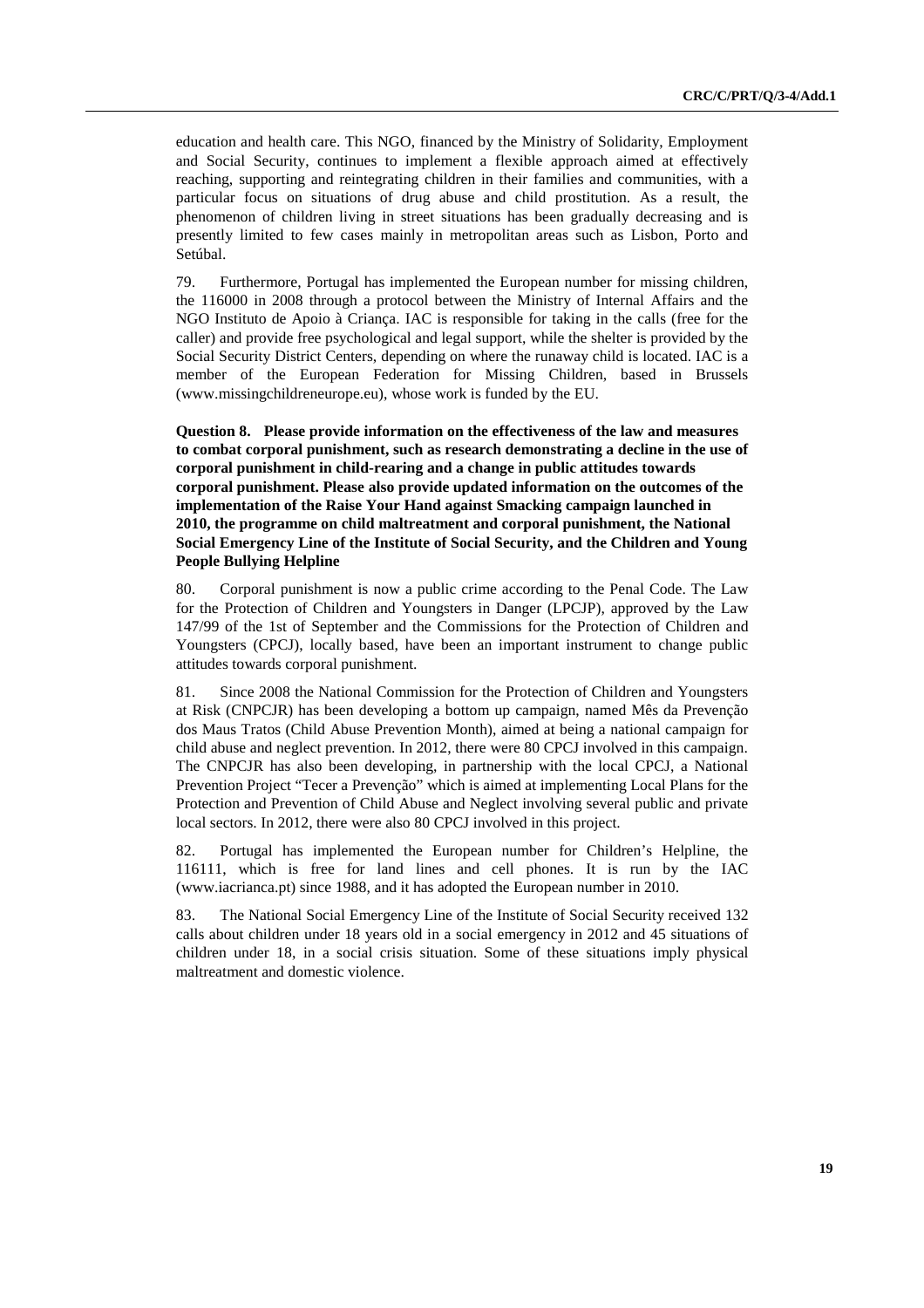education and health care. This NGO, financed by the Ministry of Solidarity, Employment and Social Security, continues to implement a flexible approach aimed at effectively reaching, supporting and reintegrating children in their families and communities, with a particular focus on situations of drug abuse and child prostitution. As a result, the phenomenon of children living in street situations has been gradually decreasing and is presently limited to few cases mainly in metropolitan areas such as Lisbon, Porto and Setúbal.

79. Furthermore, Portugal has implemented the European number for missing children, the 116000 in 2008 through a protocol between the Ministry of Internal Affairs and the NGO Instituto de Apoio à Criança. IAC is responsible for taking in the calls (free for the caller) and provide free psychological and legal support, while the shelter is provided by the Social Security District Centers, depending on where the runaway child is located. IAC is a member of the European Federation for Missing Children, based in Brussels (www.missingchildreneurope.eu), whose work is funded by the EU.

**Question 8. Please provide information on the effectiveness of the law and measures to combat corporal punishment, such as research demonstrating a decline in the use of corporal punishment in child-rearing and a change in public attitudes towards corporal punishment. Please also provide updated information on the outcomes of the implementation of the Raise Your Hand against Smacking campaign launched in 2010, the programme on child maltreatment and corporal punishment, the National Social Emergency Line of the Institute of Social Security, and the Children and Young People Bullying Helpline**

80. Corporal punishment is now a public crime according to the Penal Code. The Law for the Protection of Children and Youngsters in Danger (LPCJP), approved by the Law 147/99 of the 1st of September and the Commissions for the Protection of Children and Youngsters (CPCJ), locally based, have been an important instrument to change public attitudes towards corporal punishment.

81. Since 2008 the National Commission for the Protection of Children and Youngsters at Risk (CNPCJR) has been developing a bottom up campaign, named Mês da Prevenção dos Maus Tratos (Child Abuse Prevention Month), aimed at being a national campaign for child abuse and neglect prevention. In 2012, there were 80 CPCJ involved in this campaign. The CNPCJR has also been developing, in partnership with the local CPCJ, a National Prevention Project "Tecer a Prevenção" which is aimed at implementing Local Plans for the Protection and Prevention of Child Abuse and Neglect involving several public and private local sectors. In 2012, there were also 80 CPCJ involved in this project.

82. Portugal has implemented the European number for Children's Helpline, the 116111, which is free for land lines and cell phones. It is run by the IAC (www.iacrianca.pt) since 1988, and it has adopted the European number in 2010.

83. The National Social Emergency Line of the Institute of Social Security received 132 calls about children under 18 years old in a social emergency in 2012 and 45 situations of children under 18, in a social crisis situation. Some of these situations imply physical maltreatment and domestic violence.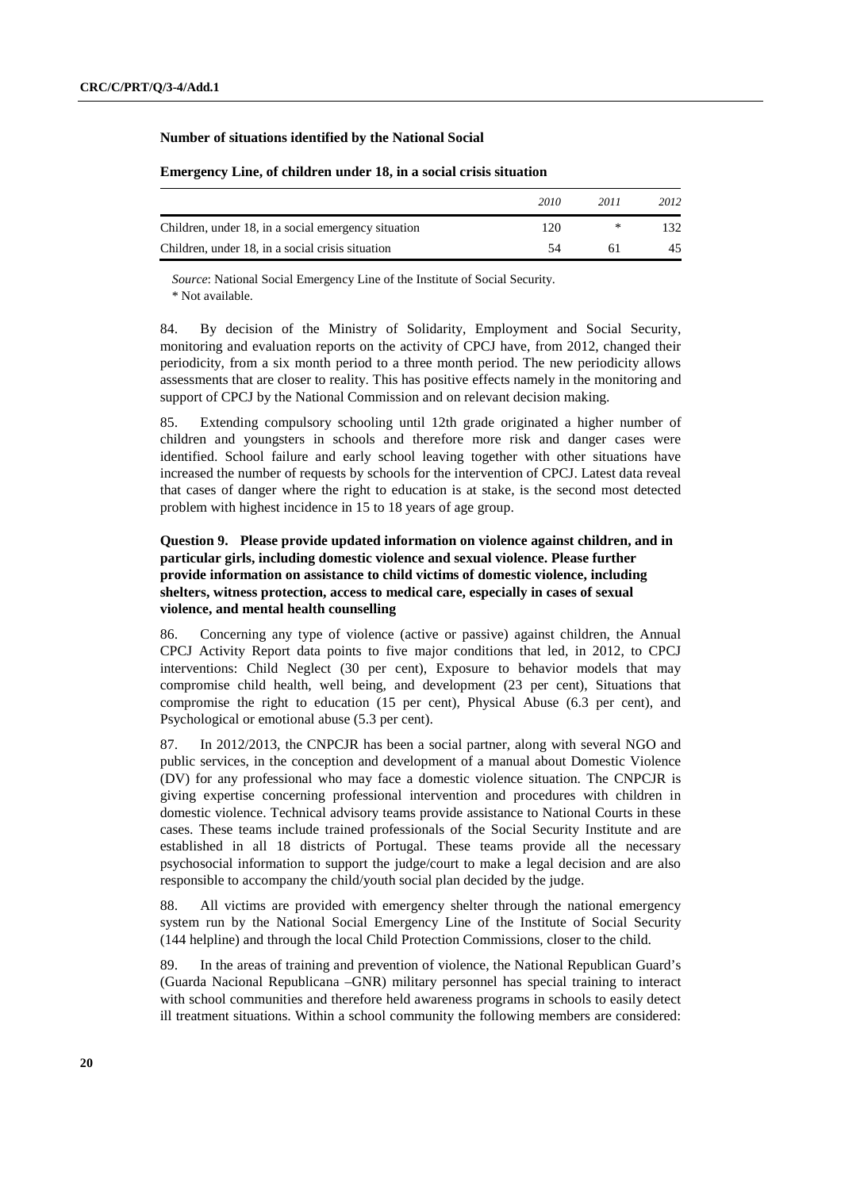**Number of situations identified by the National Social Emergency Line, of children under 18, in a social crisis situation**

| | *2010* | *2011* | *2012* |
|---|---|---|---|
| Children, under 18, in a social emergency situation | 120 | * | 132 |
| Children, under 18, in a social crisis situation | 54 | 61 | 45 |

*Source*: National Social Emergency Line of the Institute of Social Security.

\* Not available.

84. By decision of the Ministry of Solidarity, Employment and Social Security, monitoring and evaluation reports on the activity of CPCJ have, from 2012, changed their periodicity, from a six month period to a three month period. The new periodicity allows assessments that are closer to reality. This has positive effects namely in the monitoring and support of CPCJ by the National Commission and on relevant decision making.

85. Extending compulsory schooling until 12th grade originated a higher number of children and youngsters in schools and therefore more risk and danger cases were identified. School failure and early school leaving together with other situations have increased the number of requests by schools for the intervention of CPCJ. Latest data reveal that cases of danger where the right to education is at stake, is the second most detected problem with highest incidence in 15 to 18 years of age group.

### Question 9. Please provide updated information on violence against children, and in particular girls, including domestic violence and sexual violence. Please further provide information on assistance to child victims of domestic violence, including shelters, witness protection, access to medical care, especially in cases of sexual violence, and mental health counselling

86. Concerning any type of violence (active or passive) against children, the Annual CPCJ Activity Report data points to five major conditions that led, in 2012, to CPCJ interventions: Child Neglect (30 per cent), Exposure to behavior models that may compromise child health, well being, and development (23 per cent), Situations that compromise the right to education (15 per cent), Physical Abuse (6.3 per cent), and Psychological or emotional abuse (5.3 per cent).

87. In 2012/2013, the CNPCJR has been a social partner, along with several NGO and public services, in the conception and development of a manual about Domestic Violence (DV) for any professional who may face a domestic violence situation. The CNPCJR is giving expertise concerning professional intervention and procedures with children in domestic violence. Technical advisory teams provide assistance to National Courts in these cases. These teams include trained professionals of the Social Security Institute and are established in all 18 districts of Portugal. These teams provide all the necessary psychosocial information to support the judge/court to make a legal decision and are also responsible to accompany the child/youth social plan decided by the judge.

88. All victims are provided with emergency shelter through the national emergency system run by the National Social Emergency Line of the Institute of Social Security (144 helpline) and through the local Child Protection Commissions, closer to the child.

89. In the areas of training and prevention of violence, the National Republican Guard's (Guarda Nacional Republicana –GNR) military personnel has special training to interact with school communities and therefore held awareness programs in schools to easily detect ill treatment situations. Within a school community the following members are considered: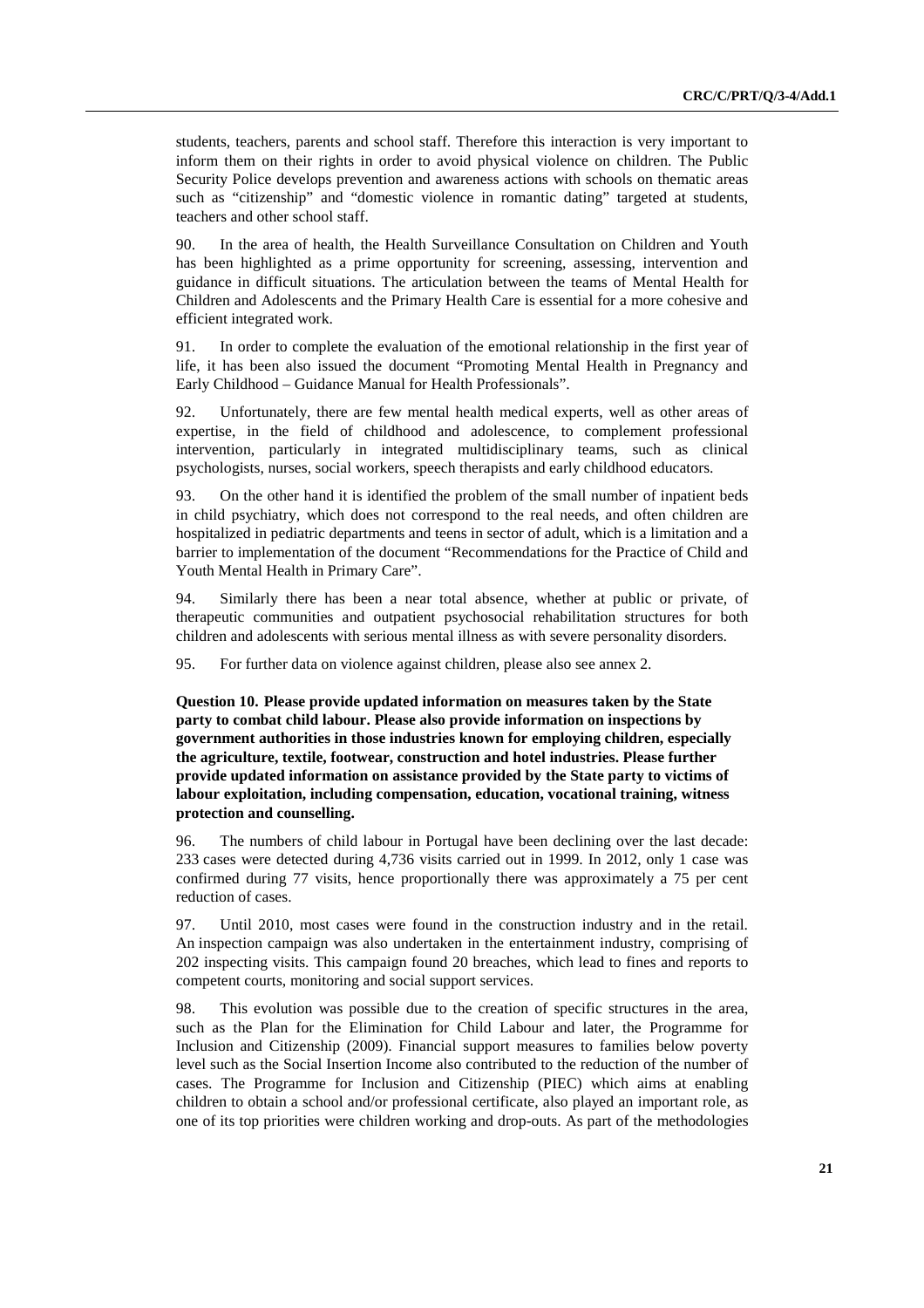students, teachers, parents and school staff. Therefore this interaction is very important to inform them on their rights in order to avoid physical violence on children. The Public Security Police develops prevention and awareness actions with schools on thematic areas such as "citizenship" and "domestic violence in romantic dating" targeted at students, teachers and other school staff.

90. In the area of health, the Health Surveillance Consultation on Children and Youth has been highlighted as a prime opportunity for screening, assessing, intervention and guidance in difficult situations. The articulation between the teams of Mental Health for Children and Adolescents and the Primary Health Care is essential for a more cohesive and efficient integrated work.

91. In order to complete the evaluation of the emotional relationship in the first year of life, it has been also issued the document "Promoting Mental Health in Pregnancy and Early Childhood – Guidance Manual for Health Professionals".

92. Unfortunately, there are few mental health medical experts, well as other areas of expertise, in the field of childhood and adolescence, to complement professional intervention, particularly in integrated multidisciplinary teams, such as clinical psychologists, nurses, social workers, speech therapists and early childhood educators.

93. On the other hand it is identified the problem of the small number of inpatient beds in child psychiatry, which does not correspond to the real needs, and often children are hospitalized in pediatric departments and teens in sector of adult, which is a limitation and a barrier to implementation of the document "Recommendations for the Practice of Child and Youth Mental Health in Primary Care".

94. Similarly there has been a near total absence, whether at public or private, of therapeutic communities and outpatient psychosocial rehabilitation structures for both children and adolescents with serious mental illness as with severe personality disorders.

95. For further data on violence against children, please also see annex 2.

**Question 10. Please provide updated information on measures taken by the State party to combat child labour. Please also provide information on inspections by government authorities in those industries known for employing children, especially the agriculture, textile, footwear, construction and hotel industries. Please further provide updated information on assistance provided by the State party to victims of labour exploitation, including compensation, education, vocational training, witness protection and counselling.**

96. The numbers of child labour in Portugal have been declining over the last decade: 233 cases were detected during 4,736 visits carried out in 1999. In 2012, only 1 case was confirmed during 77 visits, hence proportionally there was approximately a 75 per cent reduction of cases.

97. Until 2010, most cases were found in the construction industry and in the retail. An inspection campaign was also undertaken in the entertainment industry, comprising of 202 inspecting visits. This campaign found 20 breaches, which lead to fines and reports to competent courts, monitoring and social support services.

98. This evolution was possible due to the creation of specific structures in the area, such as the Plan for the Elimination for Child Labour and later, the Programme for Inclusion and Citizenship (2009). Financial support measures to families below poverty level such as the Social Insertion Income also contributed to the reduction of the number of cases. The Programme for Inclusion and Citizenship (PIEC) which aims at enabling children to obtain a school and/or professional certificate, also played an important role, as one of its top priorities were children working and drop-outs. As part of the methodologies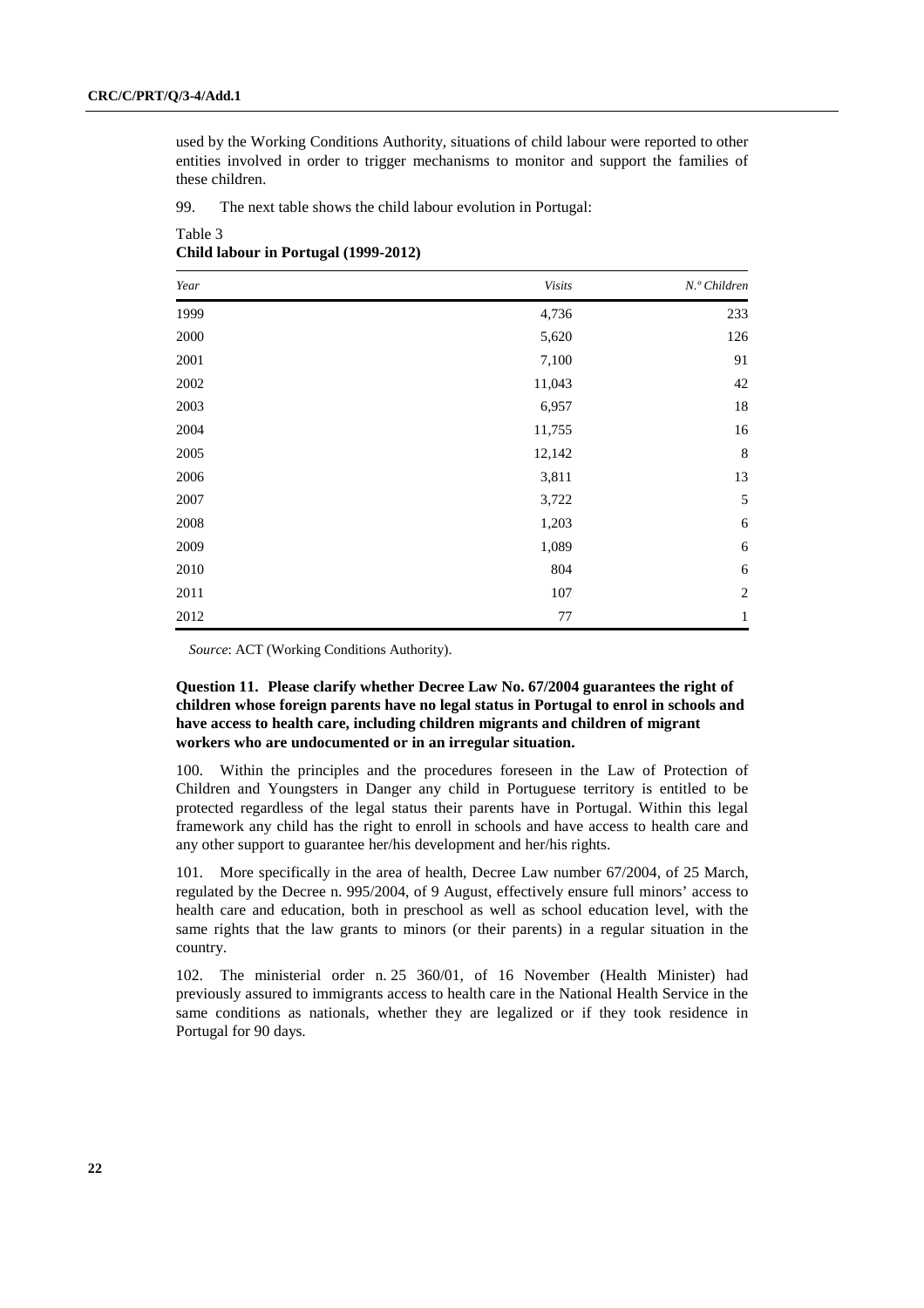used by the Working Conditions Authority, situations of child labour were reported to other entities involved in order to trigger mechanisms to monitor and support the families of these children.

99. The next table shows the child labour evolution in Portugal:

Table 3
**Child labour in Portugal (1999-2012)**

| *Year* | *Visits* | *N.º Children* |
|---|---|---|
| 1999 | 4,736 | 233 |
| 2000 | 5,620 | 126 |
| 2001 | 7,100 | 91 |
| 2002 | 11,043 | 42 |
| 2003 | 6,957 | 18 |
| 2004 | 11,755 | 16 |
| 2005 | 12,142 | 8 |
| 2006 | 3,811 | 13 |
| 2007 | 3,722 | 5 |
| 2008 | 1,203 | 6 |
| 2009 | 1,089 | 6 |
| 2010 | 804 | 6 |
| 2011 | 107 | 2 |
| 2012 | 77 | 1 |

*Source*: ACT (Working Conditions Authority).

**Question 11. Please clarify whether Decree Law No. 67/2004 guarantees the right of children whose foreign parents have no legal status in Portugal to enrol in schools and have access to health care, including children migrants and children of migrant workers who are undocumented or in an irregular situation.**

100. Within the principles and the procedures foreseen in the Law of Protection of Children and Youngsters in Danger any child in Portuguese territory is entitled to be protected regardless of the legal status their parents have in Portugal. Within this legal framework any child has the right to enroll in schools and have access to health care and any other support to guarantee her/his development and her/his rights.

101. More specifically in the area of health, Decree Law number 67/2004, of 25 March, regulated by the Decree n. 995/2004, of 9 August, effectively ensure full minors' access to health care and education, both in preschool as well as school education level, with the same rights that the law grants to minors (or their parents) in a regular situation in the country.

102. The ministerial order n. 25 360/01, of 16 November (Health Minister) had previously assured to immigrants access to health care in the National Health Service in the same conditions as nationals, whether they are legalized or if they took residence in Portugal for 90 days.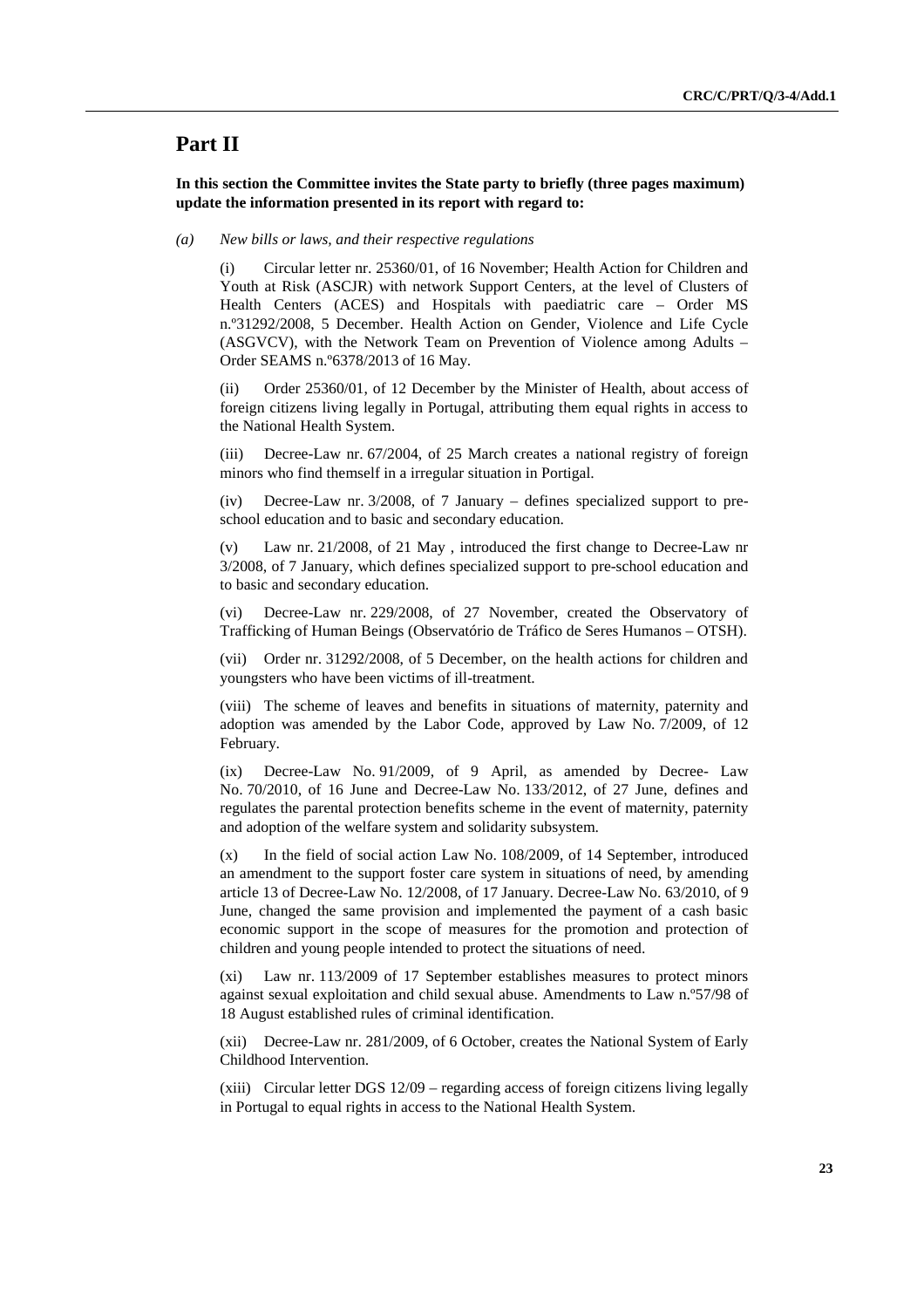## Part II

**In this section the Committee invites the State party to briefly (three pages maximum) update the information presented in its report with regard to:**

*(a) New bills or laws, and their respective regulations*

(i) Circular letter nr. 25360/01, of 16 November; Health Action for Children and Youth at Risk (ASCJR) with network Support Centers, at the level of Clusters of Health Centers (ACES) and Hospitals with paediatric care – Order MS n.º31292/2008, 5 December. Health Action on Gender, Violence and Life Cycle (ASGVCV), with the Network Team on Prevention of Violence among Adults – Order SEAMS n.º6378/2013 of 16 May.

(ii) Order 25360/01, of 12 December by the Minister of Health, about access of foreign citizens living legally in Portugal, attributing them equal rights in access to the National Health System.

(iii) Decree-Law nr. 67/2004, of 25 March creates a national registry of foreign minors who find themself in a irregular situation in Portigal.

(iv) Decree-Law nr. 3/2008, of 7 January – defines specialized support to pre-school education and to basic and secondary education.

(v) Law nr. 21/2008, of 21 May , introduced the first change to Decree-Law nr 3/2008, of 7 January, which defines specialized support to pre-school education and to basic and secondary education.

(vi) Decree-Law nr. 229/2008, of 27 November, created the Observatory of Trafficking of Human Beings (Observatório de Tráfico de Seres Humanos – OTSH).

(vii) Order nr. 31292/2008, of 5 December, on the health actions for children and youngsters who have been victims of ill-treatment.

(viii) The scheme of leaves and benefits in situations of maternity, paternity and adoption was amended by the Labor Code, approved by Law No. 7/2009, of 12 February.

(ix) Decree-Law No. 91/2009, of 9 April, as amended by Decree- Law No. 70/2010, of 16 June and Decree-Law No. 133/2012, of 27 June, defines and regulates the parental protection benefits scheme in the event of maternity, paternity and adoption of the welfare system and solidarity subsystem.

(x) In the field of social action Law No. 108/2009, of 14 September, introduced an amendment to the support foster care system in situations of need, by amending article 13 of Decree-Law No. 12/2008, of 17 January. Decree-Law No. 63/2010, of 9 June, changed the same provision and implemented the payment of a cash basic economic support in the scope of measures for the promotion and protection of children and young people intended to protect the situations of need.

(xi) Law nr. 113/2009 of 17 September establishes measures to protect minors against sexual exploitation and child sexual abuse. Amendments to Law n.º57/98 of 18 August established rules of criminal identification.

(xii) Decree-Law nr. 281/2009, of 6 October, creates the National System of Early Childhood Intervention.

(xiii) Circular letter DGS 12/09 – regarding access of foreign citizens living legally in Portugal to equal rights in access to the National Health System.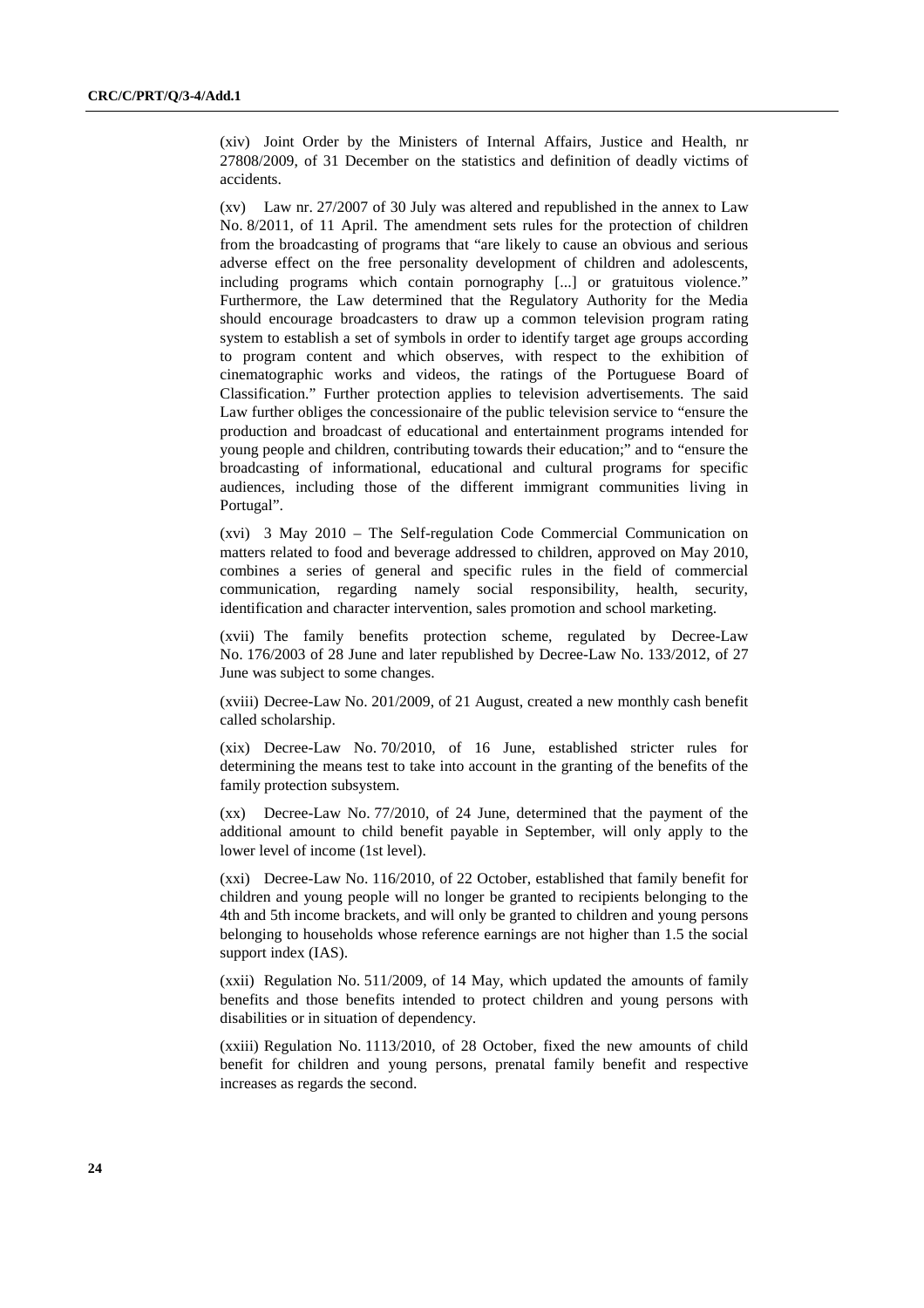(xiv) Joint Order by the Ministers of Internal Affairs, Justice and Health, nr 27808/2009, of 31 December on the statistics and definition of deadly victims of accidents.

(xv) Law nr. 27/2007 of 30 July was altered and republished in the annex to Law No. 8/2011, of 11 April. The amendment sets rules for the protection of children from the broadcasting of programs that "are likely to cause an obvious and serious adverse effect on the free personality development of children and adolescents, including programs which contain pornography [...] or gratuitous violence." Furthermore, the Law determined that the Regulatory Authority for the Media should encourage broadcasters to draw up a common television program rating system to establish a set of symbols in order to identify target age groups according to program content and which observes, with respect to the exhibition of cinematographic works and videos, the ratings of the Portuguese Board of Classification." Further protection applies to television advertisements. The said Law further obliges the concessionaire of the public television service to "ensure the production and broadcast of educational and entertainment programs intended for young people and children, contributing towards their education;" and to "ensure the broadcasting of informational, educational and cultural programs for specific audiences, including those of the different immigrant communities living in Portugal".

(xvi) 3 May 2010 – The Self-regulation Code Commercial Communication on matters related to food and beverage addressed to children, approved on May 2010, combines a series of general and specific rules in the field of commercial communication, regarding namely social responsibility, health, security, identification and character intervention, sales promotion and school marketing.

(xvii) The family benefits protection scheme, regulated by Decree-Law No. 176/2003 of 28 June and later republished by Decree-Law No. 133/2012, of 27 June was subject to some changes.

(xviii) Decree-Law No. 201/2009, of 21 August, created a new monthly cash benefit called scholarship.

(xix) Decree-Law No. 70/2010, of 16 June, established stricter rules for determining the means test to take into account in the granting of the benefits of the family protection subsystem.

(xx) Decree-Law No. 77/2010, of 24 June, determined that the payment of the additional amount to child benefit payable in September, will only apply to the lower level of income (1st level).

(xxi) Decree-Law No. 116/2010, of 22 October, established that family benefit for children and young people will no longer be granted to recipients belonging to the 4th and 5th income brackets, and will only be granted to children and young persons belonging to households whose reference earnings are not higher than 1.5 the social support index (IAS).

(xxii) Regulation No. 511/2009, of 14 May, which updated the amounts of family benefits and those benefits intended to protect children and young persons with disabilities or in situation of dependency.

(xxiii) Regulation No. 1113/2010, of 28 October, fixed the new amounts of child benefit for children and young persons, prenatal family benefit and respective increases as regards the second.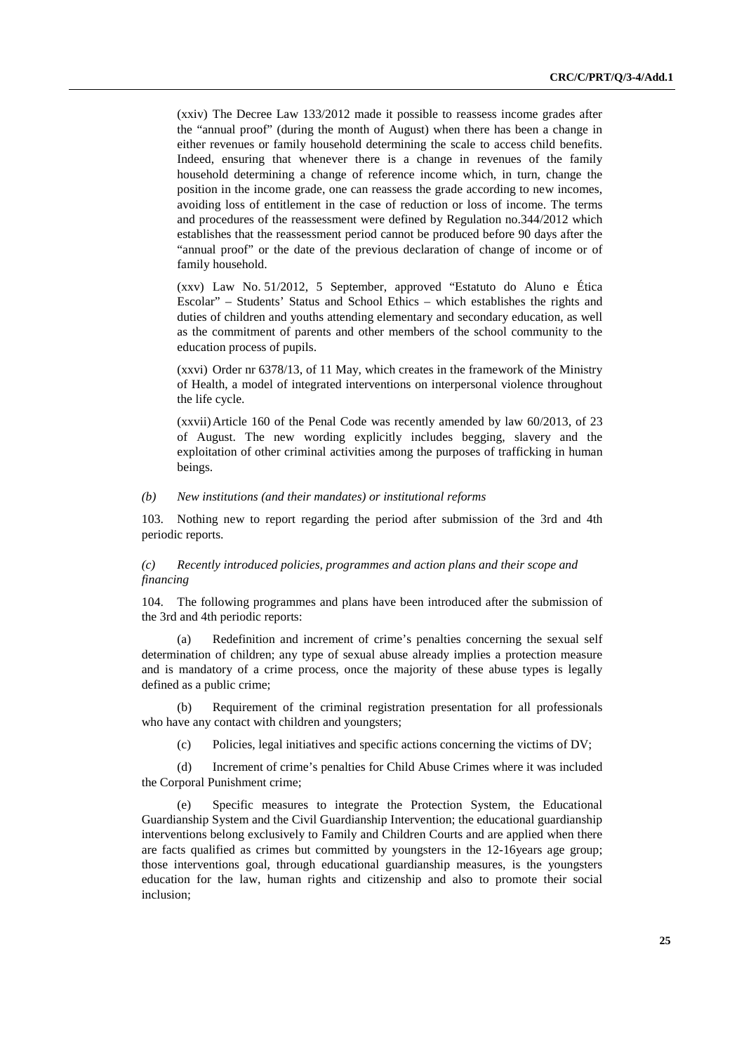(xxiv) The Decree Law 133/2012 made it possible to reassess income grades after the "annual proof" (during the month of August) when there has been a change in either revenues or family household determining the scale to access child benefits. Indeed, ensuring that whenever there is a change in revenues of the family household determining a change of reference income which, in turn, change the position in the income grade, one can reassess the grade according to new incomes, avoiding loss of entitlement in the case of reduction or loss of income. The terms and procedures of the reassessment were defined by Regulation no.344/2012 which establishes that the reassessment period cannot be produced before 90 days after the "annual proof" or the date of the previous declaration of change of income or of family household.

(xxv) Law No. 51/2012, 5 September, approved "Estatuto do Aluno e Ética Escolar" – Students' Status and School Ethics – which establishes the rights and duties of children and youths attending elementary and secondary education, as well as the commitment of parents and other members of the school community to the education process of pupils.

(xxvi) Order nr 6378/13, of 11 May, which creates in the framework of the Ministry of Health, a model of integrated interventions on interpersonal violence throughout the life cycle.

(xxvii) Article 160 of the Penal Code was recently amended by law 60/2013, of 23 of August. The new wording explicitly includes begging, slavery and the exploitation of other criminal activities among the purposes of trafficking in human beings.

*(b) New institutions (and their mandates) or institutional reforms*

103. Nothing new to report regarding the period after submission of the 3rd and 4th periodic reports.

*(c) Recently introduced policies, programmes and action plans and their scope and financing*

104. The following programmes and plans have been introduced after the submission of the 3rd and 4th periodic reports:

(a) Redefinition and increment of crime's penalties concerning the sexual self determination of children; any type of sexual abuse already implies a protection measure and is mandatory of a crime process, once the majority of these abuse types is legally defined as a public crime;

(b) Requirement of the criminal registration presentation for all professionals who have any contact with children and youngsters;

(c) Policies, legal initiatives and specific actions concerning the victims of DV;

(d) Increment of crime's penalties for Child Abuse Crimes where it was included the Corporal Punishment crime;

(e) Specific measures to integrate the Protection System, the Educational Guardianship System and the Civil Guardianship Intervention; the educational guardianship interventions belong exclusively to Family and Children Courts and are applied when there are facts qualified as crimes but committed by youngsters in the 12-16years age group; those interventions goal, through educational guardianship measures, is the youngsters education for the law, human rights and citizenship and also to promote their social inclusion;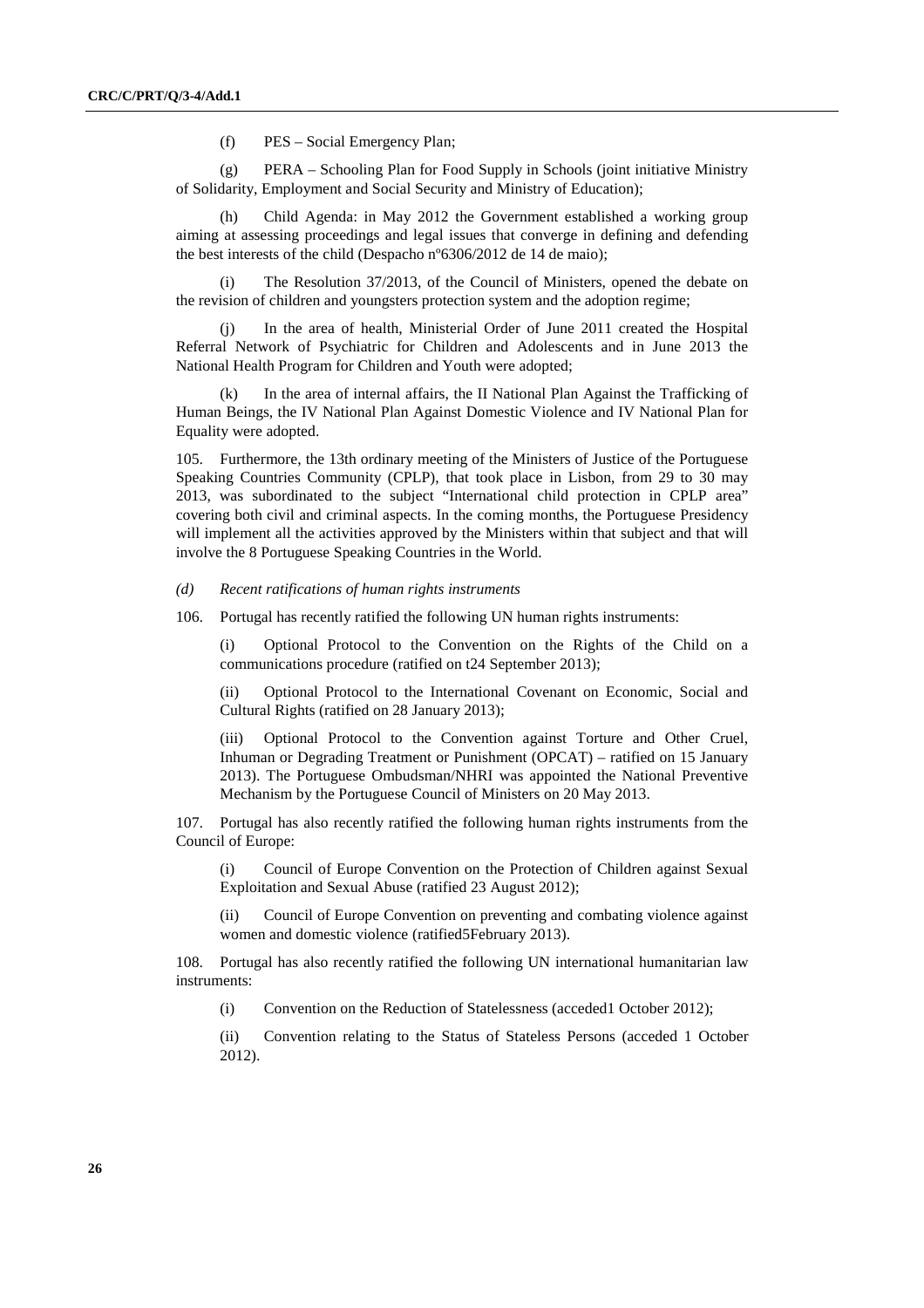(f) PES – Social Emergency Plan;

(g) PERA – Schooling Plan for Food Supply in Schools (joint initiative Ministry of Solidarity, Employment and Social Security and Ministry of Education);

(h) Child Agenda: in May 2012 the Government established a working group aiming at assessing proceedings and legal issues that converge in defining and defending the best interests of the child (Despacho nº6306/2012 de 14 de maio);

(i) The Resolution 37/2013, of the Council of Ministers, opened the debate on the revision of children and youngsters protection system and the adoption regime;

(j) In the area of health, Ministerial Order of June 2011 created the Hospital Referral Network of Psychiatric for Children and Adolescents and in June 2013 the National Health Program for Children and Youth were adopted;

(k) In the area of internal affairs, the II National Plan Against the Trafficking of Human Beings, the IV National Plan Against Domestic Violence and IV National Plan for Equality were adopted.

105. Furthermore, the 13th ordinary meeting of the Ministers of Justice of the Portuguese Speaking Countries Community (CPLP), that took place in Lisbon, from 29 to 30 may 2013, was subordinated to the subject "International child protection in CPLP area" covering both civil and criminal aspects. In the coming months, the Portuguese Presidency will implement all the activities approved by the Ministers within that subject and that will involve the 8 Portuguese Speaking Countries in the World.

*(d) Recent ratifications of human rights instruments*

106. Portugal has recently ratified the following UN human rights instruments:

(i) Optional Protocol to the Convention on the Rights of the Child on a communications procedure (ratified on t24 September 2013);

(ii) Optional Protocol to the International Covenant on Economic, Social and Cultural Rights (ratified on 28 January 2013);

(iii) Optional Protocol to the Convention against Torture and Other Cruel, Inhuman or Degrading Treatment or Punishment (OPCAT) – ratified on 15 January 2013). The Portuguese Ombudsman/NHRI was appointed the National Preventive Mechanism by the Portuguese Council of Ministers on 20 May 2013.

107. Portugal has also recently ratified the following human rights instruments from the Council of Europe:

(i) Council of Europe Convention on the Protection of Children against Sexual Exploitation and Sexual Abuse (ratified 23 August 2012);

(ii) Council of Europe Convention on preventing and combating violence against women and domestic violence (ratified5February 2013).

108. Portugal has also recently ratified the following UN international humanitarian law instruments:

(i) Convention on the Reduction of Statelessness (acceded1 October 2012);

(ii) Convention relating to the Status of Stateless Persons (acceded 1 October 2012).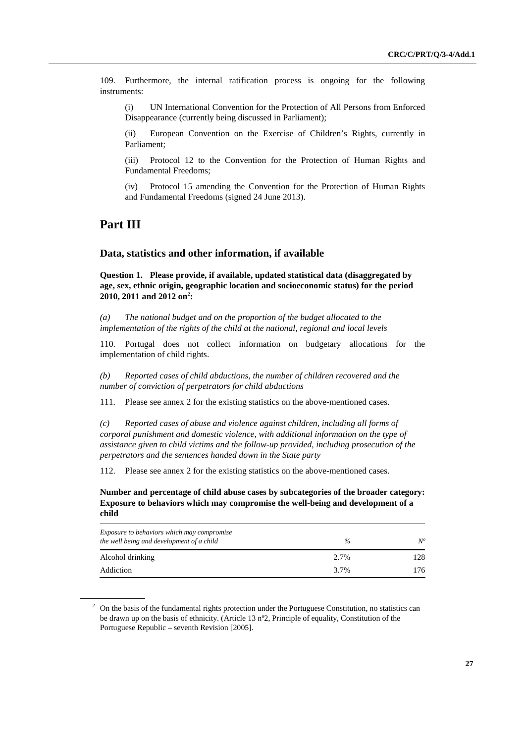109. Furthermore, the internal ratification process is ongoing for the following instruments:

(i) UN International Convention for the Protection of All Persons from Enforced Disappearance (currently being discussed in Parliament);

(ii) European Convention on the Exercise of Children's Rights, currently in Parliament;

(iii) Protocol 12 to the Convention for the Protection of Human Rights and Fundamental Freedoms;

(iv) Protocol 15 amending the Convention for the Protection of Human Rights and Fundamental Freedoms (signed 24 June 2013).

# Part III

## Data, statistics and other information, if available

**Question 1. Please provide, if available, updated statistical data (disaggregated by age, sex, ethnic origin, geographic location and socioeconomic status) for the period 2010, 2011 and 2012 on[2]:**

*(a) The national budget and on the proportion of the budget allocated to the implementation of the rights of the child at the national, regional and local levels*

110. Portugal does not collect information on budgetary allocations for the implementation of child rights.

*(b) Reported cases of child abductions, the number of children recovered and the number of conviction of perpetrators for child abductions*

111. Please see annex 2 for the existing statistics on the above-mentioned cases.

*(c) Reported cases of abuse and violence against children, including all forms of corporal punishment and domestic violence, with additional information on the type of assistance given to child victims and the follow-up provided, including prosecution of the perpetrators and the sentences handed down in the State party*

112. Please see annex 2 for the existing statistics on the above-mentioned cases.

**Number and percentage of child abuse cases by subcategories of the broader category: Exposure to behaviors which may compromise the well-being and development of a child**

| *Exposure to behaviors which may compromise the well being and development of a child* | *%* | *Nº* |
|---|---|---|
| Alcohol drinking | 2.7% | 128 |
| Addiction | 3.7% | 176 |

[2] On the basis of the fundamental rights protection under the Portuguese Constitution, no statistics can be drawn up on the basis of ethnicity. (Article 13 nº2, Principle of equality, Constitution of the Portuguese Republic – seventh Revision [2005].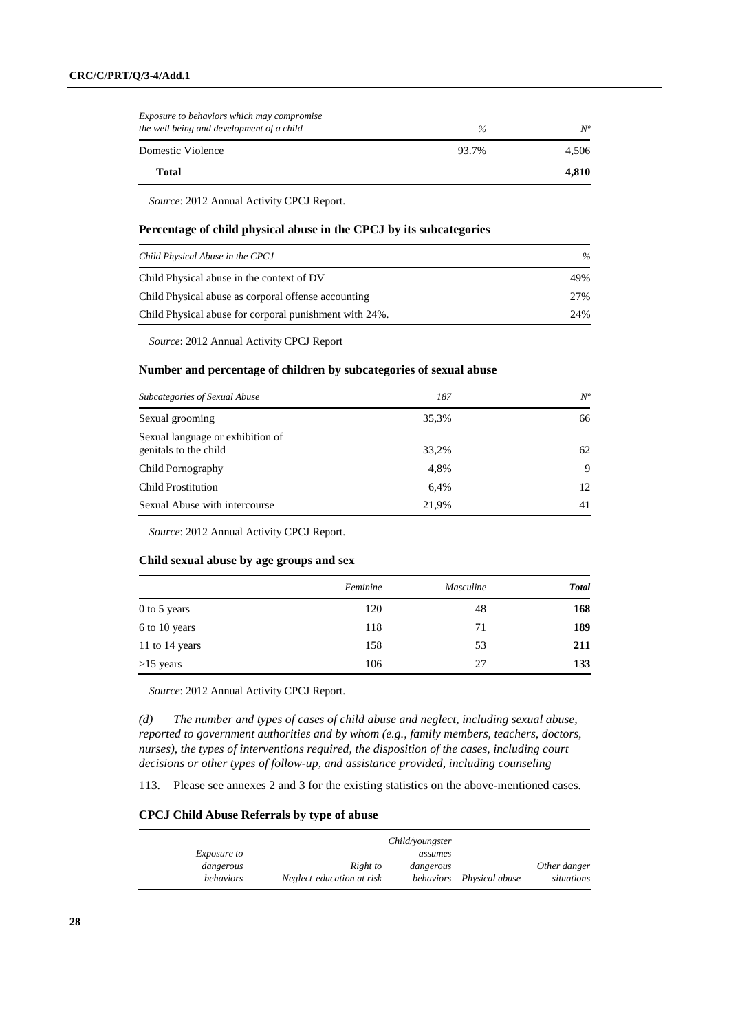| *Exposure to behaviors which may compromise the well being and development of a child* | *%* | *Nº* |
|---|---|---|
| Domestic Violence | 93.7% | 4,506 |
| **Total** | | **4,810** |

*Source*: 2012 Annual Activity CPCJ Report.

### Percentage of child physical abuse in the CPCJ by its subcategories

| *Child Physical Abuse in the CPCJ* | *%* |
|---|---|
| Child Physical abuse in the context of DV | 49% |
| Child Physical abuse as corporal offense accounting | 27% |
| Child Physical abuse for corporal punishment with 24%. | 24% |

*Source*: 2012 Annual Activity CPCJ Report

### Number and percentage of children by subcategories of sexual abuse

| *Subcategories of Sexual Abuse* | *187* | *Nº* |
|---|---|---|
| Sexual grooming | 35,3% | 66 |
| Sexual language or exhibition of genitals to the child | 33,2% | 62 |
| Child Pornography | 4,8% | 9 |
| Child Prostitution | 6,4% | 12 |
| Sexual Abuse with intercourse | 21,9% | 41 |

*Source*: 2012 Annual Activity CPCJ Report.

### Child sexual abuse by age groups and sex

| | *Feminine* | *Masculine* | ***Total*** |
|---|---|---|---|
| 0 to 5 years | 120 | 48 | **168** |
| 6 to 10 years | 118 | 71 | **189** |
| 11 to 14 years | 158 | 53 | **211** |
| >15 years | 106 | 27 | **133** |

*Source*: 2012 Annual Activity CPCJ Report.

*(d) The number and types of cases of child abuse and neglect, including sexual abuse, reported to government authorities and by whom (e.g., family members, teachers, doctors, nurses), the types of interventions required, the disposition of the cases, including court decisions or other types of follow-up, and assistance provided, including counseling*

113. Please see annexes 2 and 3 for the existing statistics on the above-mentioned cases.

### CPCJ Child Abuse Referrals by type of abuse

| *Exposure to dangerous behaviors* | *Neglect* | *Right to education at risk* | *Child/youngster assumes dangerous behaviors* | *Physical abuse* | *Other danger situations* |
|---|---|---|---|---|---|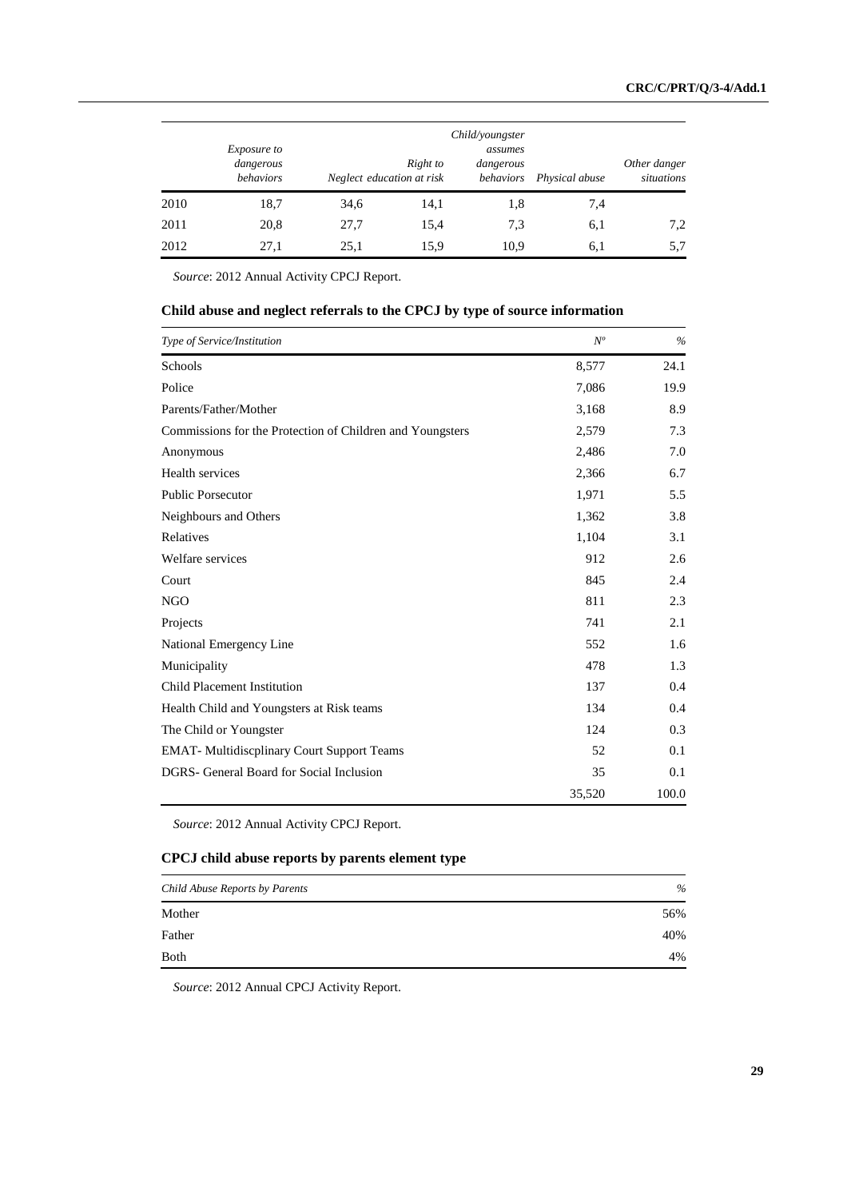| | Exposure to dangerous behaviors | Neglect | Right to education at risk | Child/youngster assumes dangerous behaviors | Physical abuse | Other danger situations |
|---|---|---|---|---|---|---|
| 2010 | 18,7 | 34,6 | 14,1 | 1,8 | 7,4 | |
| 2011 | 20,8 | 27,7 | 15,4 | 7,3 | 6,1 | 7,2 |
| 2012 | 27,1 | 25,1 | 15,9 | 10,9 | 6,1 | 5,7 |

*Source*: 2012 Annual Activity CPCJ Report.

### Child abuse and neglect referrals to the CPCJ by type of source information

| *Type of Service/Institution* | *Nº* | *%* |
|---|---|---|
| Schools | 8,577 | 24.1 |
| Police | 7,086 | 19.9 |
| Parents/Father/Mother | 3,168 | 8.9 |
| Commissions for the Protection of Children and Youngsters | 2,579 | 7.3 |
| Anonymous | 2,486 | 7.0 |
| Health services | 2,366 | 6.7 |
| Public Porsecutor | 1,971 | 5.5 |
| Neighbours and Others | 1,362 | 3.8 |
| Relatives | 1,104 | 3.1 |
| Welfare services | 912 | 2.6 |
| Court | 845 | 2.4 |
| NGO | 811 | 2.3 |
| Projects | 741 | 2.1 |
| National Emergency Line | 552 | 1.6 |
| Municipality | 478 | 1.3 |
| Child Placement Institution | 137 | 0.4 |
| Health Child and Youngsters at Risk teams | 134 | 0.4 |
| The Child or Youngster | 124 | 0.3 |
| EMAT- Multidiscplinary Court Support Teams | 52 | 0.1 |
| DGRS- General Board for Social Inclusion | 35 | 0.1 |
| | 35,520 | 100.0 |

*Source*: 2012 Annual Activity CPCJ Report.

### CPCJ child abuse reports by parents element type

| *Child Abuse Reports by Parents* | *%* |
|---|---|
| Mother | 56% |
| Father | 40% |
| Both | 4% |

*Source*: 2012 Annual CPCJ Activity Report.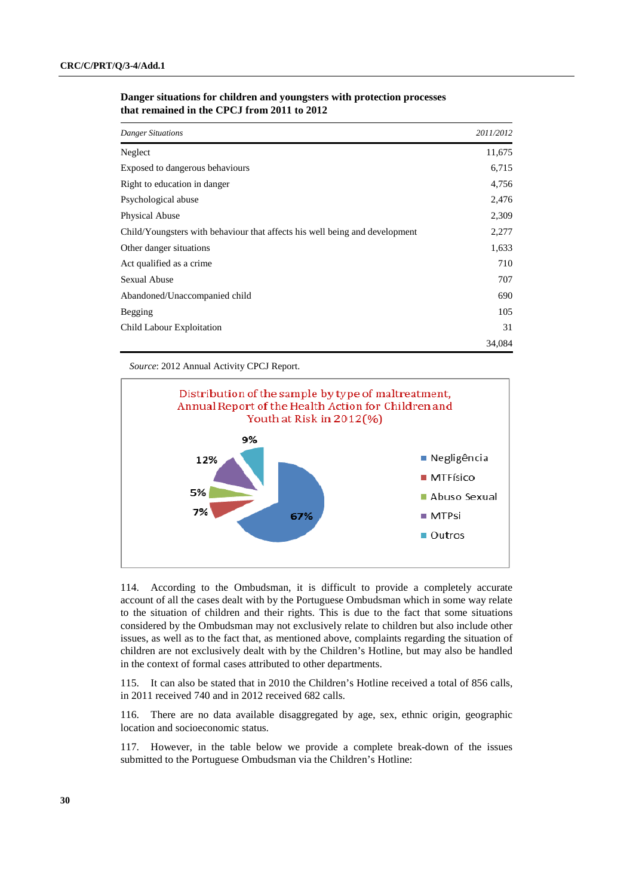**Danger situations for children and youngsters with protection processes that remained in the CPCJ from 2011 to 2012**

| *Danger Situations* | *2011/2012* |
|---|---|
| Neglect | 11,675 |
| Exposed to dangerous behaviours | 6,715 |
| Right to education in danger | 4,756 |
| Psychological abuse | 2,476 |
| Physical Abuse | 2,309 |
| Child/Youngsters with behaviour that affects his well being and development | 2,277 |
| Other danger situations | 1,633 |
| Act qualified as a crime | 710 |
| Sexual Abuse | 707 |
| Abandoned/Unaccompanied child | 690 |
| Begging | 105 |
| Child Labour Exploitation | 31 |
| | 34,084 |

*Source*: 2012 Annual Activity CPCJ Report.

Distribution of the sample by type of maltreatment, Annual Report of the Health Action for Children and Youth at Risk in 2012 (%)

| Tipo | % |
|---|---|
| Negligência | 67% |
| MTFísico | 7% |
| Abuso Sexual | 5% |
| MTPsi | 12% |
| Outros | 9% |

114. According to the Ombudsman, it is difficult to provide a completely accurate account of all the cases dealt with by the Portuguese Ombudsman which in some way relate to the situation of children and their rights. This is due to the fact that some situations considered by the Ombudsman may not exclusively relate to children but also include other issues, as well as to the fact that, as mentioned above, complaints regarding the situation of children are not exclusively dealt with by the Children's Hotline, but may also be handled in the context of formal cases attributed to other departments.

115. It can also be stated that in 2010 the Children's Hotline received a total of 856 calls, in 2011 received 740 and in 2012 received 682 calls.

116. There are no data available disaggregated by age, sex, ethnic origin, geographic location and socioeconomic status.

117. However, in the table below we provide a complete break-down of the issues submitted to the Portuguese Ombudsman via the Children's Hotline: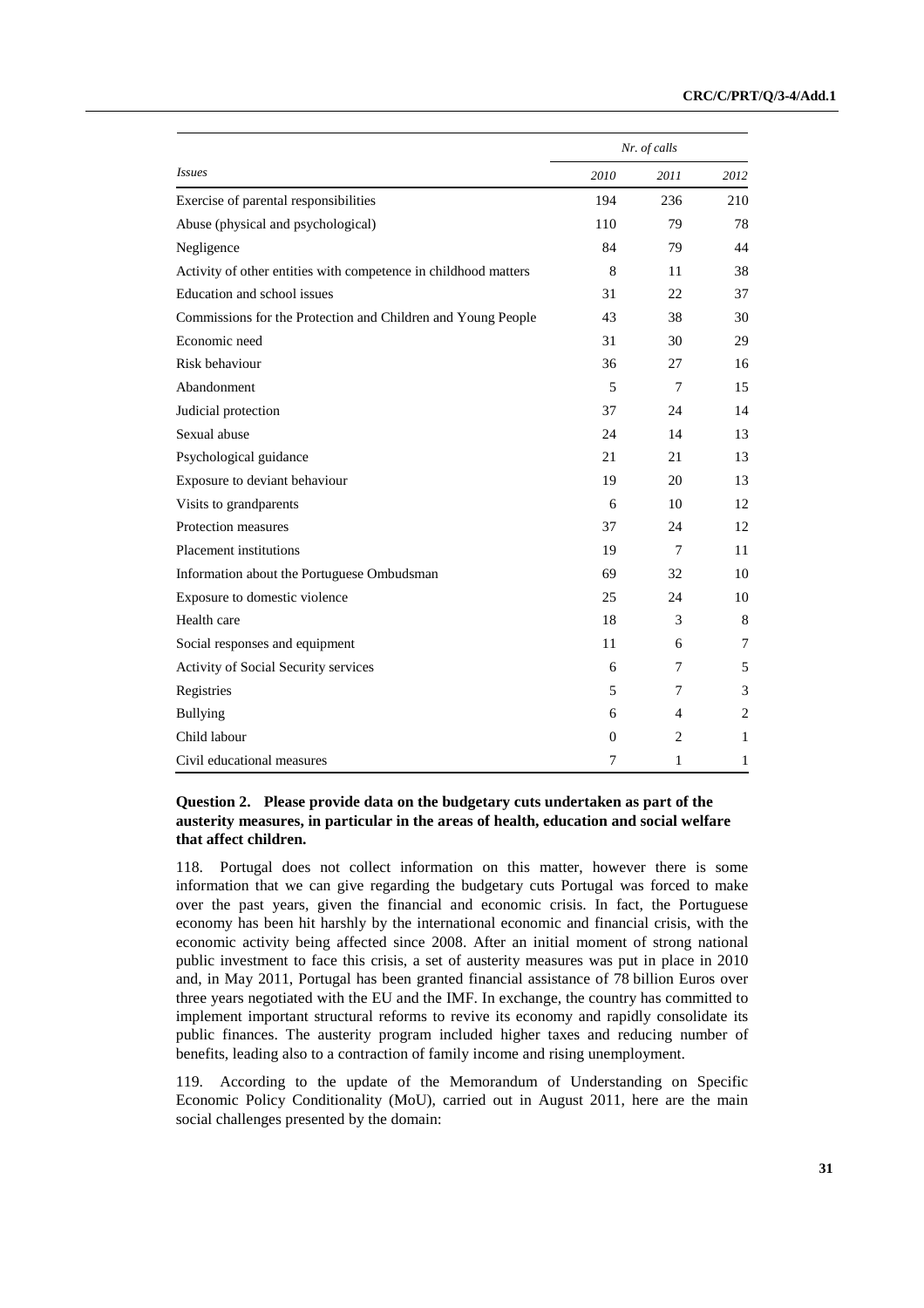| *Issues* | *Nr. of calls* | | |
|---|---|---|---|
| | *2010* | *2011* | *2012* |
| Exercise of parental responsibilities | 194 | 236 | 210 |
| Abuse (physical and psychological) | 110 | 79 | 78 |
| Negligence | 84 | 79 | 44 |
| Activity of other entities with competence in childhood matters | 8 | 11 | 38 |
| Education and school issues | 31 | 22 | 37 |
| Commissions for the Protection and Children and Young People | 43 | 38 | 30 |
| Economic need | 31 | 30 | 29 |
| Risk behaviour | 36 | 27 | 16 |
| Abandonment | 5 | 7 | 15 |
| Judicial protection | 37 | 24 | 14 |
| Sexual abuse | 24 | 14 | 13 |
| Psychological guidance | 21 | 21 | 13 |
| Exposure to deviant behaviour | 19 | 20 | 13 |
| Visits to grandparents | 6 | 10 | 12 |
| Protection measures | 37 | 24 | 12 |
| Placement institutions | 19 | 7 | 11 |
| Information about the Portuguese Ombudsman | 69 | 32 | 10 |
| Exposure to domestic violence | 25 | 24 | 10 |
| Health care | 18 | 3 | 8 |
| Social responses and equipment | 11 | 6 | 7 |
| Activity of Social Security services | 6 | 7 | 5 |
| Registries | 5 | 7 | 3 |
| Bullying | 6 | 4 | 2 |
| Child labour | 0 | 2 | 1 |
| Civil educational measures | 7 | 1 | 1 |

**Question 2. Please provide data on the budgetary cuts undertaken as part of the austerity measures, in particular in the areas of health, education and social welfare that affect children.**

118. Portugal does not collect information on this matter, however there is some information that we can give regarding the budgetary cuts Portugal was forced to make over the past years, given the financial and economic crisis. In fact, the Portuguese economy has been hit harshly by the international economic and financial crisis, with the economic activity being affected since 2008. After an initial moment of strong national public investment to face this crisis, a set of austerity measures was put in place in 2010 and, in May 2011, Portugal has been granted financial assistance of 78 billion Euros over three years negotiated with the EU and the IMF. In exchange, the country has committed to implement important structural reforms to revive its economy and rapidly consolidate its public finances. The austerity program included higher taxes and reducing number of benefits, leading also to a contraction of family income and rising unemployment.

119. According to the update of the Memorandum of Understanding on Specific Economic Policy Conditionality (MoU), carried out in August 2011, here are the main social challenges presented by the domain: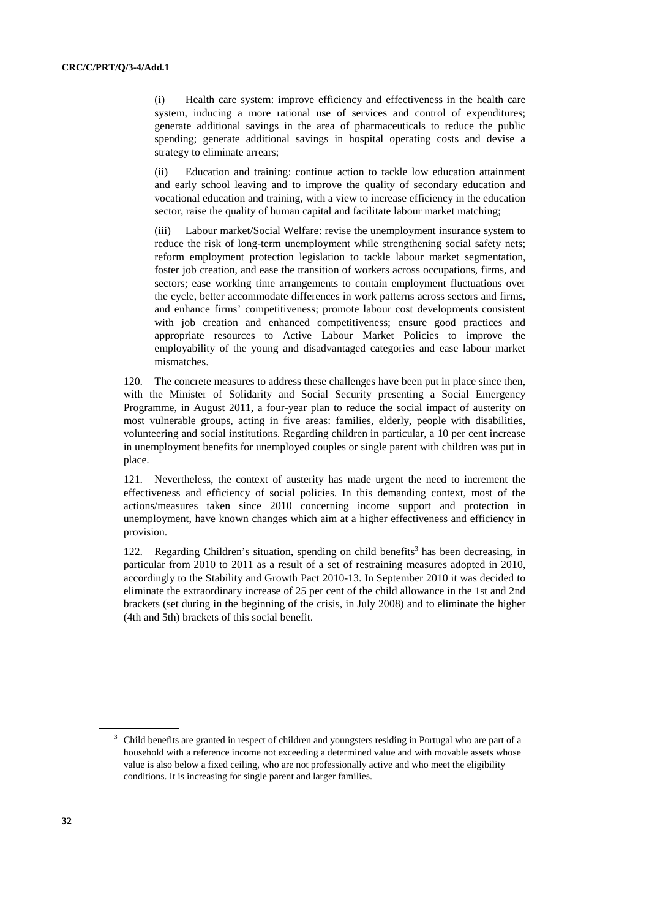(i) Health care system: improve efficiency and effectiveness in the health care system, inducing a more rational use of services and control of expenditures; generate additional savings in the area of pharmaceuticals to reduce the public spending; generate additional savings in hospital operating costs and devise a strategy to eliminate arrears;

(ii) Education and training: continue action to tackle low education attainment and early school leaving and to improve the quality of secondary education and vocational education and training, with a view to increase efficiency in the education sector, raise the quality of human capital and facilitate labour market matching;

(iii) Labour market/Social Welfare: revise the unemployment insurance system to reduce the risk of long-term unemployment while strengthening social safety nets; reform employment protection legislation to tackle labour market segmentation, foster job creation, and ease the transition of workers across occupations, firms, and sectors; ease working time arrangements to contain employment fluctuations over the cycle, better accommodate differences in work patterns across sectors and firms, and enhance firms' competitiveness; promote labour cost developments consistent with job creation and enhanced competitiveness; ensure good practices and appropriate resources to Active Labour Market Policies to improve the employability of the young and disadvantaged categories and ease labour market mismatches.

120. The concrete measures to address these challenges have been put in place since then, with the Minister of Solidarity and Social Security presenting a Social Emergency Programme, in August 2011, a four-year plan to reduce the social impact of austerity on most vulnerable groups, acting in five areas: families, elderly, people with disabilities, volunteering and social institutions. Regarding children in particular, a 10 per cent increase in unemployment benefits for unemployed couples or single parent with children was put in place.

121. Nevertheless, the context of austerity has made urgent the need to increment the effectiveness and efficiency of social policies. In this demanding context, most of the actions/measures taken since 2010 concerning income support and protection in unemployment, have known changes which aim at a higher effectiveness and efficiency in provision.

122. Regarding Children's situation, spending on child benefits[3] has been decreasing, in particular from 2010 to 2011 as a result of a set of restraining measures adopted in 2010, accordingly to the Stability and Growth Pact 2010-13. In September 2010 it was decided to eliminate the extraordinary increase of 25 per cent of the child allowance in the 1st and 2nd brackets (set during in the beginning of the crisis, in July 2008) and to eliminate the higher (4th and 5th) brackets of this social benefit.

[3] Child benefits are granted in respect of children and youngsters residing in Portugal who are part of a household with a reference income not exceeding a determined value and with movable assets whose value is also below a fixed ceiling, who are not professionally active and who meet the eligibility conditions. It is increasing for single parent and larger families.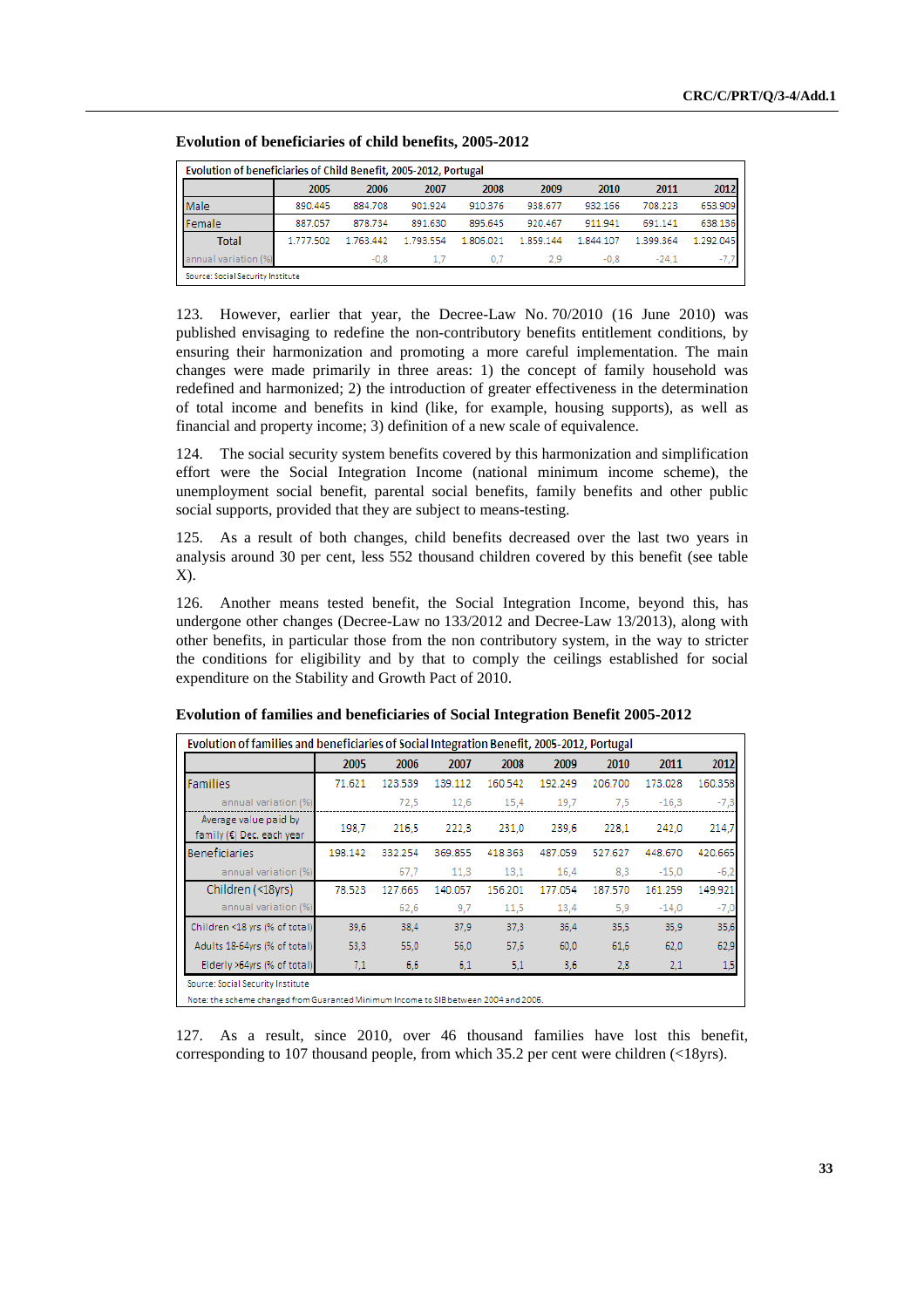**Evolution of beneficiaries of child benefits, 2005-2012**

| Evolution of beneficiaries of Child Benefit, 2005-2012, Portugal | | | | | | | | |
|---|---|---|---|---|---|---|---|---|
| | 2005 | 2006 | 2007 | 2008 | 2009 | 2010 | 2011 | 2012 |
| Male | 890.445 | 884.708 | 901.924 | 910.376 | 938.677 | 932.166 | 708.223 | 653.909 |
| Female | 887.057 | 878.734 | 891.630 | 895.645 | 920.467 | 911.941 | 691.141 | 638.136 |
| Total | 1.777.502 | 1.763.442 | 1.793.554 | 1.806.021 | 1.859.144 | 1.844.107 | 1.399.364 | 1.292.045 |
| annual variation (%) | | -0,8 | 1,7 | 0,7 | 2,9 | -0,8 | -24,1 | -7,7 |

Source: Social Security Institute

123. However, earlier that year, the Decree-Law No. 70/2010 (16 June 2010) was published envisaging to redefine the non-contributory benefits entitlement conditions, by ensuring their harmonization and promoting a more careful implementation. The main changes were made primarily in three areas: 1) the concept of family household was redefined and harmonized; 2) the introduction of greater effectiveness in the determination of total income and benefits in kind (like, for example, housing supports), as well as financial and property income; 3) definition of a new scale of equivalence.

124. The social security system benefits covered by this harmonization and simplification effort were the Social Integration Income (national minimum income scheme), the unemployment social benefit, parental social benefits, family benefits and other public social supports, provided that they are subject to means-testing.

125. As a result of both changes, child benefits decreased over the last two years in analysis around 30 per cent, less 552 thousand children covered by this benefit (see table X).

126. Another means tested benefit, the Social Integration Income, beyond this, has undergone other changes (Decree-Law no 133/2012 and Decree-Law 13/2013), along with other benefits, in particular those from the non contributory system, in the way to stricter the conditions for eligibility and by that to comply the ceilings established for social expenditure on the Stability and Growth Pact of 2010.

**Evolution of families and beneficiaries of Social Integration Benefit 2005-2012**

| Evolution of families and beneficiaries of Social Integration Benefit, 2005-2012, Portugal | | | | | | | | |
|---|---|---|---|---|---|---|---|---|
| | 2005 | 2006 | 2007 | 2008 | 2009 | 2010 | 2011 | 2012 |
| Families | 71.621 | 123.539 | 139.112 | 160.542 | 192.249 | 206.700 | 173.028 | 160.358 |
| annual variation (%) | | 72,5 | 12,6 | 15,4 | 19,7 | 7,5 | -16,3 | -7,3 |
| Average value paid by family (€) Dec. each year | 198,7 | 216,5 | 222,3 | 231,0 | 239,6 | 228,1 | 242,0 | 214,7 |
| Beneficiaries | 198.142 | 332.254 | 369.855 | 418.363 | 487.059 | 527.627 | 448.670 | 420.665 |
| annual variation (%) | | 67,7 | 11,3 | 13,1 | 16,4 | 8,3 | -15,0 | -6,2 |
| Children (<18yrs) | 78.523 | 127.665 | 140.057 | 156.201 | 177.054 | 187.570 | 161.259 | 149.921 |
| annual variation (%) | | 62,6 | 9,7 | 11,5 | 13,4 | 5,9 | -14,0 | -7,0 |
| Children <18 yrs (% of total) | 39,6 | 38,4 | 37,9 | 37,3 | 36,4 | 35,5 | 35,9 | 35,6 |
| Adults 18-64yrs (% of total) | 53,3 | 55,0 | 56,0 | 57,6 | 60,0 | 61,6 | 62,0 | 62,9 |
| Elderly >64yrs (% of total) | 7,1 | 6,6 | 6,1 | 5,1 | 3,6 | 2,8 | 2,1 | 1,5 |

Source: Social Security Institute

Note: the scheme changed from Guaranteed Minimum Income to SIB between 2004 and 2006.

127. As a result, since 2010, over 46 thousand families have lost this benefit, corresponding to 107 thousand people, from which 35.2 per cent were children (<18yrs).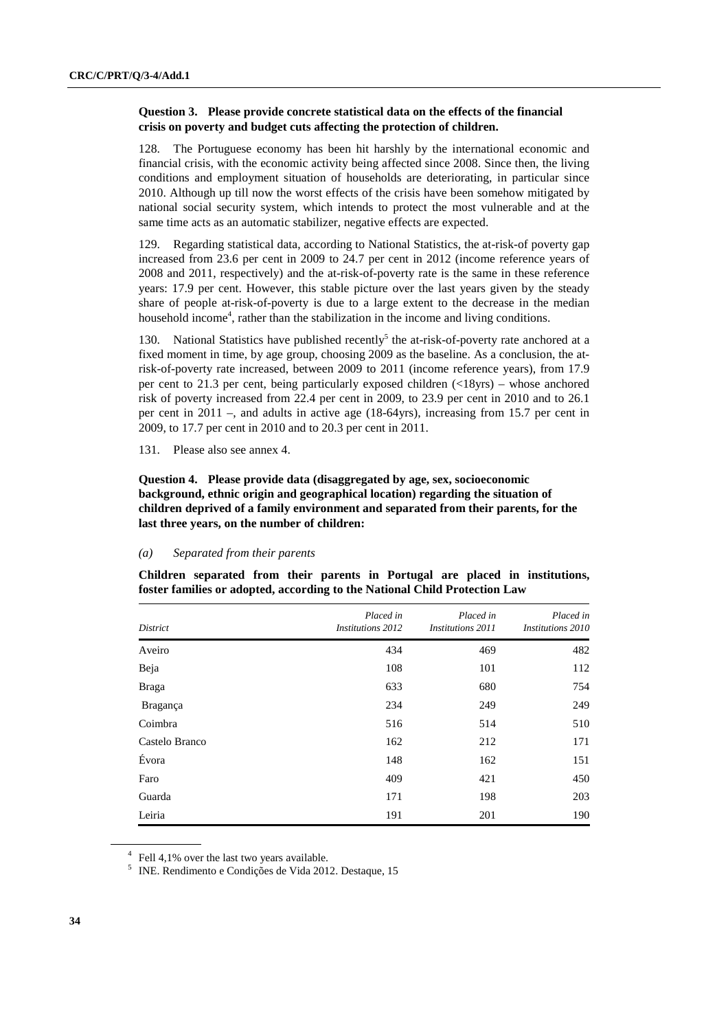**Question 3. Please provide concrete statistical data on the effects of the financial crisis on poverty and budget cuts affecting the protection of children.**

128. The Portuguese economy has been hit harshly by the international economic and financial crisis, with the economic activity being affected since 2008. Since then, the living conditions and employment situation of households are deteriorating, in particular since 2010. Although up till now the worst effects of the crisis have been somehow mitigated by national social security system, which intends to protect the most vulnerable and at the same time acts as an automatic stabilizer, negative effects are expected.

129. Regarding statistical data, according to National Statistics, the at-risk-of poverty gap increased from 23.6 per cent in 2009 to 24.7 per cent in 2012 (income reference years of 2008 and 2011, respectively) and the at-risk-of-poverty rate is the same in these reference years: 17.9 per cent. However, this stable picture over the last years given by the steady share of people at-risk-of-poverty is due to a large extent to the decrease in the median household income[4], rather than the stabilization in the income and living conditions.

130. National Statistics have published recently[5] the at-risk-of-poverty rate anchored at a fixed moment in time, by age group, choosing 2009 as the baseline. As a conclusion, the at-risk-of-poverty rate increased, between 2009 to 2011 (income reference years), from 17.9 per cent to 21.3 per cent, being particularly exposed children (<18yrs) – whose anchored risk of poverty increased from 22.4 per cent in 2009, to 23.9 per cent in 2010 and to 26.1 per cent in 2011 –, and adults in active age (18-64yrs), increasing from 15.7 per cent in 2009, to 17.7 per cent in 2010 and to 20.3 per cent in 2011.

131. Please also see annex 4.

**Question 4. Please provide data (disaggregated by age, sex, socioeconomic background, ethnic origin and geographical location) regarding the situation of children deprived of a family environment and separated from their parents, for the last three years, on the number of children:**

*(a) Separated from their parents*

**Children separated from their parents in Portugal are placed in institutions, foster families or adopted, according to the National Child Protection Law**

| *District* | *Placed in Institutions 2012* | *Placed in Institutions 2011* | *Placed in Institutions 2010* |
|---|---|---|---|
| Aveiro | 434 | 469 | 482 |
| Beja | 108 | 101 | 112 |
| Braga | 633 | 680 | 754 |
| Bragança | 234 | 249 | 249 |
| Coimbra | 516 | 514 | 510 |
| Castelo Branco | 162 | 212 | 171 |
| Évora | 148 | 162 | 151 |
| Faro | 409 | 421 | 450 |
| Guarda | 171 | 198 | 203 |
| Leiria | 191 | 201 | 190 |

[4] Fell 4,1% over the last two years available.

[5] INE. Rendimento e Condições de Vida 2012. Destaque, 15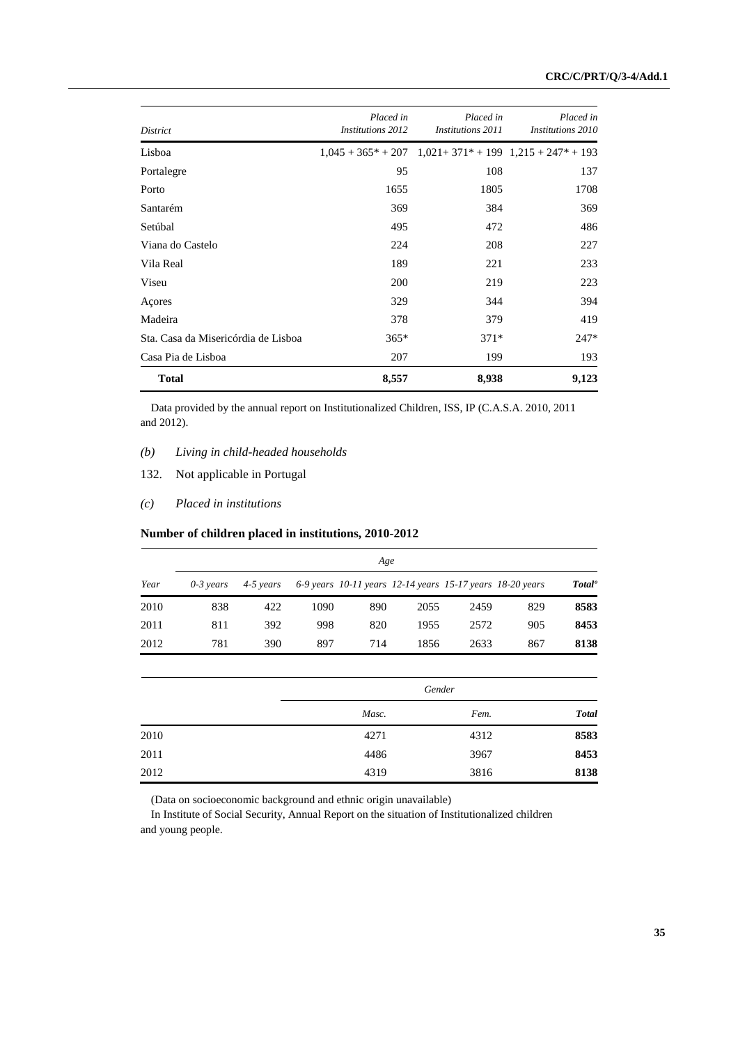| District | Placed in Institutions 2012 | Placed in Institutions 2011 | Placed in Institutions 2010 |
|---|---|---|---|
| Lisboa | 1,045 + 365* + 207 | 1,021+ 371* + 199 | 1,215 + 247* + 193 |
| Portalegre | 95 | 108 | 137 |
| Porto | 1655 | 1805 | 1708 |
| Santarém | 369 | 384 | 369 |
| Setúbal | 495 | 472 | 486 |
| Viana do Castelo | 224 | 208 | 227 |
| Vila Real | 189 | 221 | 233 |
| Viseu | 200 | 219 | 223 |
| Açores | 329 | 344 | 394 |
| Madeira | 378 | 379 | 419 |
| Sta. Casa da Misericórdia de Lisboa | 365* | 371* | 247* |
| Casa Pia de Lisboa | 207 | 199 | 193 |
| **Total** | **8,557** | **8,938** | **9,123** |

Data provided by the annual report on Institutionalized Children, ISS, IP (C.A.S.A. 2010, 2011 and 2012).

*(b) Living in child-headed households*

132. Not applicable in Portugal

*(c) Placed in institutions*

**Number of children placed in institutions, 2010-2012**

| | *Age* | | | | | | | |
|---|---|---|---|---|---|---|---|---|
| *Year* | *0-3 years* | *4-5 years* | *6-9 years* | *10-11 years* | *12-14 years* | *15-17 years* | *18-20 years* | ***Totalº*** |
| 2010 | 838 | 422 | 1090 | 890 | 2055 | 2459 | 829 | **8583** |
| 2011 | 811 | 392 | 998 | 820 | 1955 | 2572 | 905 | **8453** |
| 2012 | 781 | 390 | 897 | 714 | 1856 | 2633 | 867 | **8138** |

| | *Gender* | | |
|---|---|---|---|
| | *Masc.* | *Fem.* | ***Total*** |
| 2010 | 4271 | 4312 | **8583** |
| 2011 | 4486 | 3967 | **8453** |
| 2012 | 4319 | 3816 | **8138** |

(Data on socioeconomic background and ethnic origin unavailable)

In Institute of Social Security, Annual Report on the situation of Institutionalized children and young people.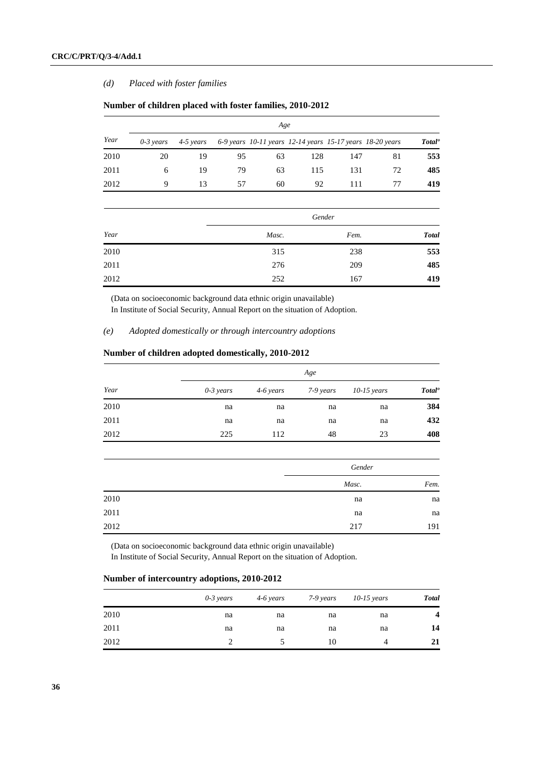*(d) Placed with foster families*

**Number of children placed with foster families, 2010-2012**

| Year | Age | | | | | | | |
|---|---|---|---|---|---|---|---|---|
| | *0-3 years* | *4-5 years* | *6-9 years* | *10-11 years* | *12-14 years* | *15-17 years* | *18-20 years* | ***Totalº*** |
| 2010 | 20 | 19 | 95 | 63 | 128 | 147 | 81 | **553** |
| 2011 | 6 | 19 | 79 | 63 | 115 | 131 | 72 | **485** |
| 2012 | 9 | 13 | 57 | 60 | 92 | 111 | 77 | **419** |

| Year | Gender | | |
|---|---|---|---|
| | Masc. | Fem. | **Total** |
| 2010 | 315 | 238 | **553** |
| 2011 | 276 | 209 | **485** |
| 2012 | 252 | 167 | **419** |

(Data on socioeconomic background data ethnic origin unavailable)
In Institute of Social Security, Annual Report on the situation of Adoption.

*(e) Adopted domestically or through intercountry adoptions*

**Number of children adopted domestically, 2010-2012**

| Year | Age | | | | |
|---|---|---|---|---|---|
| | *0-3 years* | *4-6 years* | *7-9 years* | *10-15 years* | ***Totalº*** |
| 2010 | na | na | na | na | **384** |
| 2011 | na | na | na | na | **432** |
| 2012 | 225 | 112 | 48 | 23 | **408** |

| | Gender | |
|---|---|---|
| | Masc. | Fem. |
| 2010 | na | na |
| 2011 | na | na |
| 2012 | 217 | 191 |

(Data on socioeconomic background data ethnic origin unavailable)
In Institute of Social Security, Annual Report on the situation of Adoption.

**Number of intercountry adoptions, 2010-2012**

| | *0-3 years* | *4-6 years* | *7-9 years* | *10-15 years* | ***Total*** |
|---|---|---|---|---|---|
| 2010 | na | na | na | na | **4** |
| 2011 | na | na | na | na | **14** |
| 2012 | 2 | 5 | 10 | 4 | **21** |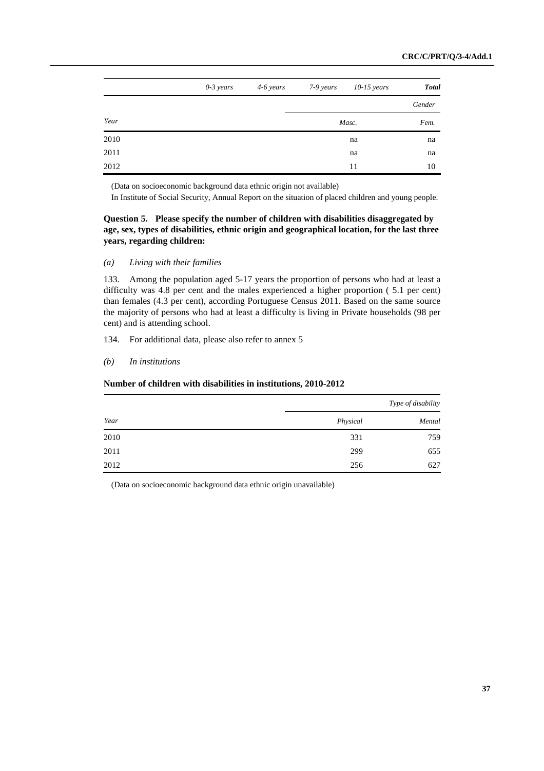|  | 0-3 years | 4-6 years | 7-9 years | 10-15 years | *Total* |
|---|---|---|---|---|---|
|  |  |  |  |  | Gender |
| Year |  |  |  | Masc. | Fem. |
| 2010 |  |  |  | na | na |
| 2011 |  |  |  | na | na |
| 2012 |  |  |  | 11 | 10 |

(Data on socioeconomic background data ethnic origin not available)

In Institute of Social Security, Annual Report on the situation of placed children and young people.

### Question 5. Please specify the number of children with disabilities disaggregated by age, sex, types of disabilities, ethnic origin and geographical location, for the last three years, regarding children:

*(a) Living with their families*

133. Among the population aged 5-17 years the proportion of persons who had at least a difficulty was 4.8 per cent and the males experienced a higher proportion ( 5.1 per cent) than females (4.3 per cent), according Portuguese Census 2011. Based on the same source the majority of persons who had at least a difficulty is living in Private households (98 per cent) and is attending school.

134. For additional data, please also refer to annex 5

*(b) In institutions*

**Number of children with disabilities in institutions, 2010-2012**

|  | *Type of disability* |  |
|---|---|---|
| Year | Physical | Mental |
| 2010 | 331 | 759 |
| 2011 | 299 | 655 |
| 2012 | 256 | 627 |

(Data on socioeconomic background data ethnic origin unavailable)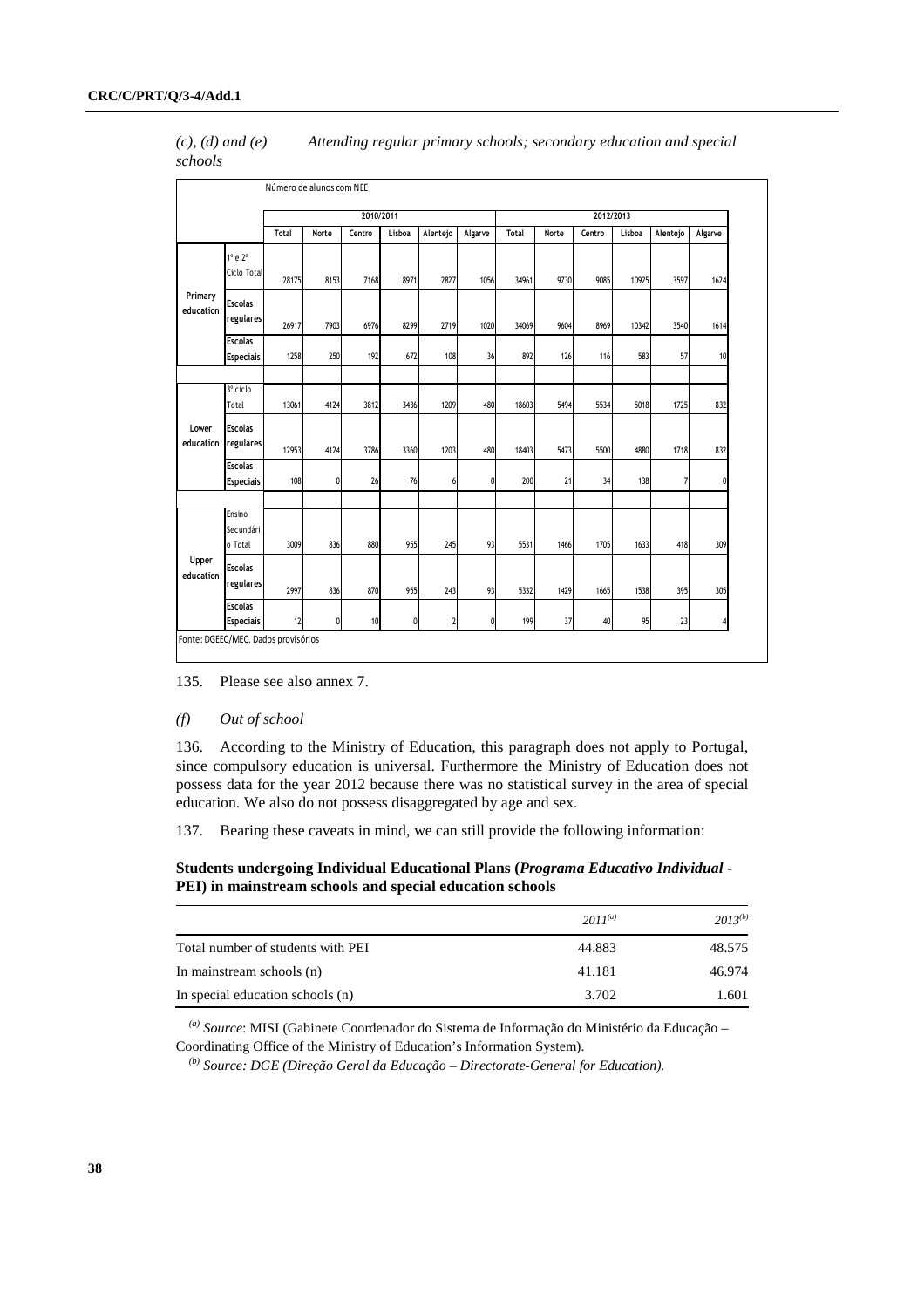*(c), (d) and (e) Attending regular primary schools; secondary education and special schools*

Número de alunos com NEE

| | | 2010/2011 | | | | | | 2012/2013 | | | | | |
|---|---|---|---|---|---|---|---|---|---|---|---|---|---|
| | | Total | Norte | Centro | Lisboa | Alentejo | Algarve | Total | Norte | Centro | Lisboa | Alentejo | Algarve |
| Primary education | 1º e 2º Ciclo Total | 28175 | 8153 | 7168 | 8971 | 2827 | 1056 | 34961 | 9730 | 9085 | 10925 | 3597 | 1624 |
| | Escolas regulares | 26917 | 7903 | 6976 | 8299 | 2719 | 1020 | 34069 | 9604 | 8969 | 10342 | 3540 | 1614 |
| | Escolas Especiais | 1258 | 250 | 192 | 672 | 108 | 36 | 892 | 126 | 116 | 583 | 57 | 10 |
| Lower education | 3º ciclo Total | 13061 | 4124 | 3812 | 3436 | 1209 | 480 | 18603 | 5494 | 5534 | 5018 | 1725 | 832 |
| | Escolas regulares | 12953 | 4124 | 3786 | 3360 | 1203 | 480 | 18403 | 5473 | 5500 | 4880 | 1718 | 832 |
| | Escolas Especiais | 108 | 0 | 26 | 76 | 6 | 0 | 200 | 21 | 34 | 138 | 7 | 0 |
| Upper education | Ensino Secundário Total | 3009 | 836 | 880 | 955 | 245 | 93 | 5531 | 1466 | 1705 | 1633 | 418 | 309 |
| | Escolas regulares | 2997 | 836 | 870 | 955 | 243 | 93 | 5332 | 1429 | 1665 | 1538 | 395 | 305 |
| | Escolas Especiais | 12 | 0 | 10 | 0 | 2 | 0 | 199 | 37 | 40 | 95 | 23 | 4 |

Fonte: DGEEC/MEC. Dados provisórios

135. Please see also annex 7.

*(f) Out of school*

136. According to the Ministry of Education, this paragraph does not apply to Portugal, since compulsory education is universal. Furthermore the Ministry of Education does not possess data for the year 2012 because there was no statistical survey in the area of special education. We also do not possess disaggregated by age and sex.

137. Bearing these caveats in mind, we can still provide the following information:

**Students undergoing Individual Educational Plans (*Programa Educativo Individual* - PEI) in mainstream schools and special education schools**

| | *2011*[(a)] | *2013*[(b)] |
|---|---|---|
| Total number of students with PEI | 44.883 | 48.575 |
| In mainstream schools (n) | 41.181 | 46.974 |
| In special education schools (n) | 3.702 | 1.601 |

[(a)] *Source*: MISI (Gabinete Coordenador do Sistema de Informação do Ministério da Educação – Coordinating Office of the Ministry of Education's Information System).

[(b)] *Source: DGE (Direção Geral da Educação – Directorate-General for Education).*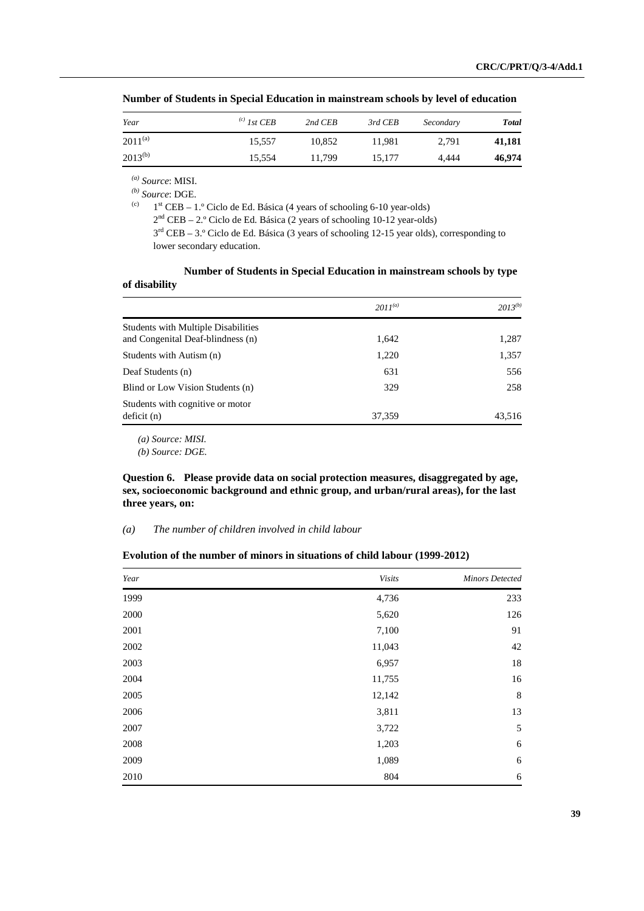**Number of Students in Special Education in mainstream schools by level of education**

| Year | [(c)] 1st CEB | 2nd CEB | 3rd CEB | Secondary | Total |
|---|---|---|---|---|---|
| 2011[(a)] | 15,557 | 10,852 | 11,981 | 2,791 | **41,181** |
| 2013[(b)] | 15,554 | 11,799 | 15,177 | 4,444 | **46,974** |

[(a)] *Source*: MISI.

[(b)] *Source*: DGE.

[(c)] 1[st] CEB – 1.º Ciclo de Ed. Básica (4 years of schooling 6-10 year-olds)
2[nd] CEB – 2.º Ciclo de Ed. Básica (2 years of schooling 10-12 year-olds)
3[rd] CEB – 3.º Ciclo de Ed. Básica (3 years of schooling 12-15 year olds), corresponding to lower secondary education.

**Number of Students in Special Education in mainstream schools by type of disability**

| | 2011[(a)] | 2013[(b)] |
|---|---|---|
| Students with Multiple Disabilities and Congenital Deaf-blindness (n) | 1,642 | 1,287 |
| Students with Autism (n) | 1,220 | 1,357 |
| Deaf Students (n) | 631 | 556 |
| Blind or Low Vision Students (n) | 329 | 258 |
| Students with cognitive or motor deficit (n) | 37,359 | 43,516 |

*(a) Source: MISI.*

*(b) Source: DGE.*

**Question 6. Please provide data on social protection measures, disaggregated by age, sex, socioeconomic background and ethnic group, and urban/rural areas), for the last three years, on:**

*(a) The number of children involved in child labour*

**Evolution of the number of minors in situations of child labour (1999-2012)**

| Year | Visits | Minors Detected |
|---|---|---|
| 1999 | 4,736 | 233 |
| 2000 | 5,620 | 126 |
| 2001 | 7,100 | 91 |
| 2002 | 11,043 | 42 |
| 2003 | 6,957 | 18 |
| 2004 | 11,755 | 16 |
| 2005 | 12,142 | 8 |
| 2006 | 3,811 | 13 |
| 2007 | 3,722 | 5 |
| 2008 | 1,203 | 6 |
| 2009 | 1,089 | 6 |
| 2010 | 804 | 6 |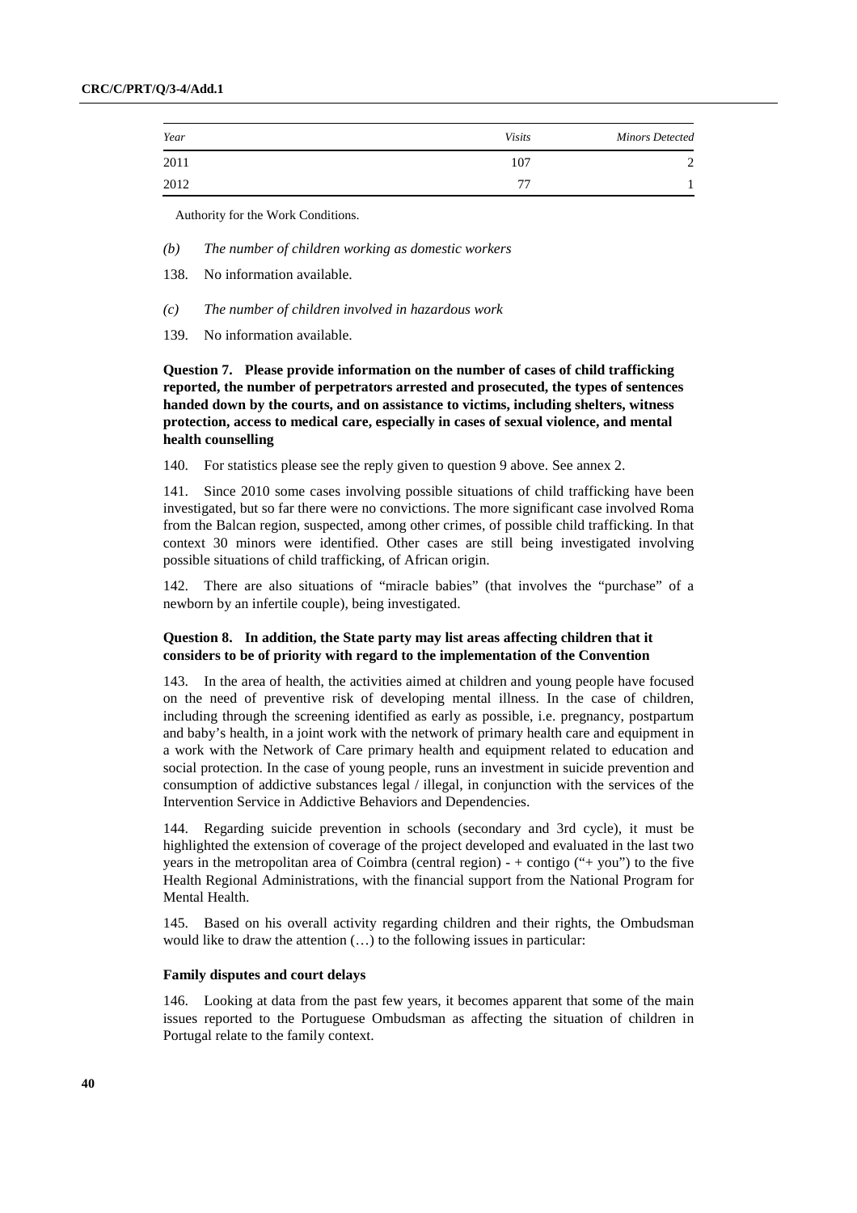| Year | Visits | Minors Detected |
| --- | --- | --- |
| 2011 | 107 | 2 |
| 2012 | 77 | 1 |

Authority for the Work Conditions.

*(b) The number of children working as domestic workers*

138. No information available.

*(c) The number of children involved in hazardous work*

139. No information available.

**Question 7. Please provide information on the number of cases of child trafficking reported, the number of perpetrators arrested and prosecuted, the types of sentences handed down by the courts, and on assistance to victims, including shelters, witness protection, access to medical care, especially in cases of sexual violence, and mental health counselling**

140. For statistics please see the reply given to question 9 above. See annex 2.

141. Since 2010 some cases involving possible situations of child trafficking have been investigated, but so far there were no convictions. The more significant case involved Roma from the Balcan region, suspected, among other crimes, of possible child trafficking. In that context 30 minors were identified. Other cases are still being investigated involving possible situations of child trafficking, of African origin.

142. There are also situations of "miracle babies" (that involves the "purchase" of a newborn by an infertile couple), being investigated.

**Question 8. In addition, the State party may list areas affecting children that it considers to be of priority with regard to the implementation of the Convention**

143. In the area of health, the activities aimed at children and young people have focused on the need of preventive risk of developing mental illness. In the case of children, including through the screening identified as early as possible, i.e. pregnancy, postpartum and baby's health, in a joint work with the network of primary health care and equipment in a work with the Network of Care primary health and equipment related to education and social protection. In the case of young people, runs an investment in suicide prevention and consumption of addictive substances legal / illegal, in conjunction with the services of the Intervention Service in Addictive Behaviors and Dependencies.

144. Regarding suicide prevention in schools (secondary and 3rd cycle), it must be highlighted the extension of coverage of the project developed and evaluated in the last two years in the metropolitan area of Coimbra (central region) - + contigo ("+ you") to the five Health Regional Administrations, with the financial support from the National Program for Mental Health.

145. Based on his overall activity regarding children and their rights, the Ombudsman would like to draw the attention (…) to the following issues in particular:

**Family disputes and court delays**

146. Looking at data from the past few years, it becomes apparent that some of the main issues reported to the Portuguese Ombudsman as affecting the situation of children in Portugal relate to the family context.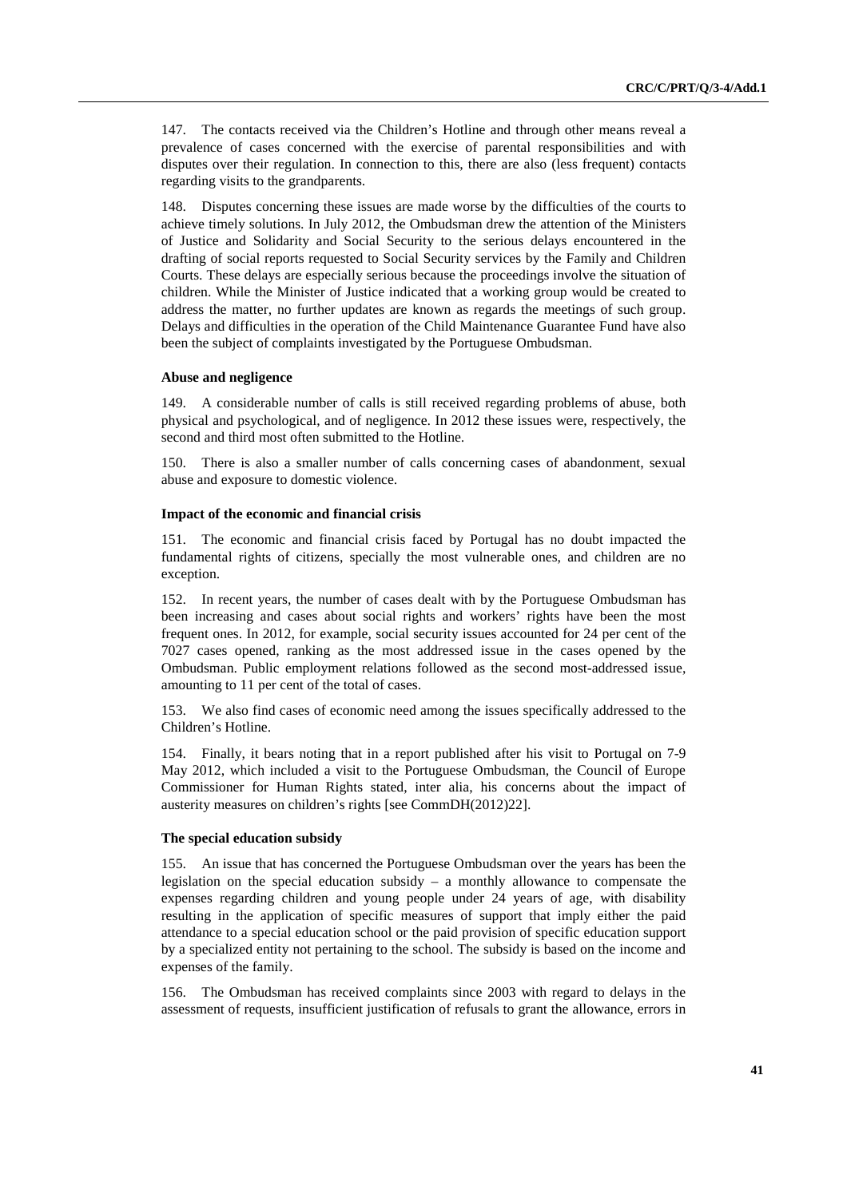147. The contacts received via the Children's Hotline and through other means reveal a prevalence of cases concerned with the exercise of parental responsibilities and with disputes over their regulation. In connection to this, there are also (less frequent) contacts regarding visits to the grandparents.

148. Disputes concerning these issues are made worse by the difficulties of the courts to achieve timely solutions. In July 2012, the Ombudsman drew the attention of the Ministers of Justice and Solidarity and Social Security to the serious delays encountered in the drafting of social reports requested to Social Security services by the Family and Children Courts. These delays are especially serious because the proceedings involve the situation of children. While the Minister of Justice indicated that a working group would be created to address the matter, no further updates are known as regards the meetings of such group. Delays and difficulties in the operation of the Child Maintenance Guarantee Fund have also been the subject of complaints investigated by the Portuguese Ombudsman.

**Abuse and negligence**

149. A considerable number of calls is still received regarding problems of abuse, both physical and psychological, and of negligence. In 2012 these issues were, respectively, the second and third most often submitted to the Hotline.

150. There is also a smaller number of calls concerning cases of abandonment, sexual abuse and exposure to domestic violence.

**Impact of the economic and financial crisis**

151. The economic and financial crisis faced by Portugal has no doubt impacted the fundamental rights of citizens, specially the most vulnerable ones, and children are no exception.

152. In recent years, the number of cases dealt with by the Portuguese Ombudsman has been increasing and cases about social rights and workers' rights have been the most frequent ones. In 2012, for example, social security issues accounted for 24 per cent of the 7027 cases opened, ranking as the most addressed issue in the cases opened by the Ombudsman. Public employment relations followed as the second most-addressed issue, amounting to 11 per cent of the total of cases.

153. We also find cases of economic need among the issues specifically addressed to the Children's Hotline.

154. Finally, it bears noting that in a report published after his visit to Portugal on 7-9 May 2012, which included a visit to the Portuguese Ombudsman, the Council of Europe Commissioner for Human Rights stated, inter alia, his concerns about the impact of austerity measures on children's rights [see CommDH(2012)22].

**The special education subsidy**

155. An issue that has concerned the Portuguese Ombudsman over the years has been the legislation on the special education subsidy – a monthly allowance to compensate the expenses regarding children and young people under 24 years of age, with disability resulting in the application of specific measures of support that imply either the paid attendance to a special education school or the paid provision of specific education support by a specialized entity not pertaining to the school. The subsidy is based on the income and expenses of the family.

156. The Ombudsman has received complaints since 2003 with regard to delays in the assessment of requests, insufficient justification of refusals to grant the allowance, errors in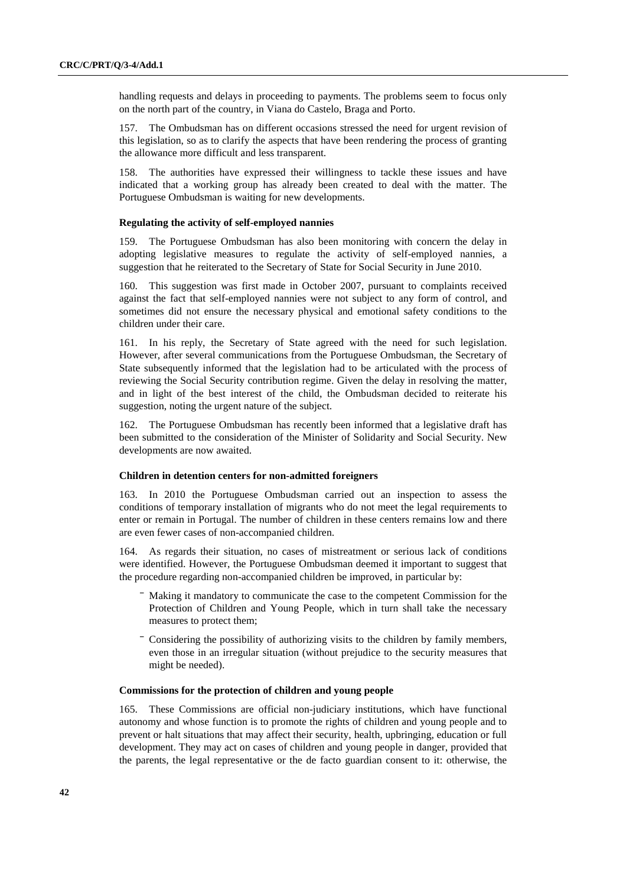handling requests and delays in proceeding to payments. The problems seem to focus only on the north part of the country, in Viana do Castelo, Braga and Porto.

157. The Ombudsman has on different occasions stressed the need for urgent revision of this legislation, so as to clarify the aspects that have been rendering the process of granting the allowance more difficult and less transparent.

158. The authorities have expressed their willingness to tackle these issues and have indicated that a working group has already been created to deal with the matter. The Portuguese Ombudsman is waiting for new developments.

#### Regulating the activity of self-employed nannies

159. The Portuguese Ombudsman has also been monitoring with concern the delay in adopting legislative measures to regulate the activity of self-employed nannies, a suggestion that he reiterated to the Secretary of State for Social Security in June 2010.

160. This suggestion was first made in October 2007, pursuant to complaints received against the fact that self-employed nannies were not subject to any form of control, and sometimes did not ensure the necessary physical and emotional safety conditions to the children under their care.

161. In his reply, the Secretary of State agreed with the need for such legislation. However, after several communications from the Portuguese Ombudsman, the Secretary of State subsequently informed that the legislation had to be articulated with the process of reviewing the Social Security contribution regime. Given the delay in resolving the matter, and in light of the best interest of the child, the Ombudsman decided to reiterate his suggestion, noting the urgent nature of the subject.

162. The Portuguese Ombudsman has recently been informed that a legislative draft has been submitted to the consideration of the Minister of Solidarity and Social Security. New developments are now awaited.

#### Children in detention centers for non-admitted foreigners

163. In 2010 the Portuguese Ombudsman carried out an inspection to assess the conditions of temporary installation of migrants who do not meet the legal requirements to enter or remain in Portugal. The number of children in these centers remains low and there are even fewer cases of non-accompanied children.

164. As regards their situation, no cases of mistreatment or serious lack of conditions were identified. However, the Portuguese Ombudsman deemed it important to suggest that the procedure regarding non-accompanied children be improved, in particular by:

- Making it mandatory to communicate the case to the competent Commission for the Protection of Children and Young People, which in turn shall take the necessary measures to protect them;
- Considering the possibility of authorizing visits to the children by family members, even those in an irregular situation (without prejudice to the security measures that might be needed).

#### Commissions for the protection of children and young people

165. These Commissions are official non-judiciary institutions, which have functional autonomy and whose function is to promote the rights of children and young people and to prevent or halt situations that may affect their security, health, upbringing, education or full development. They may act on cases of children and young people in danger, provided that the parents, the legal representative or the de facto guardian consent to it: otherwise, the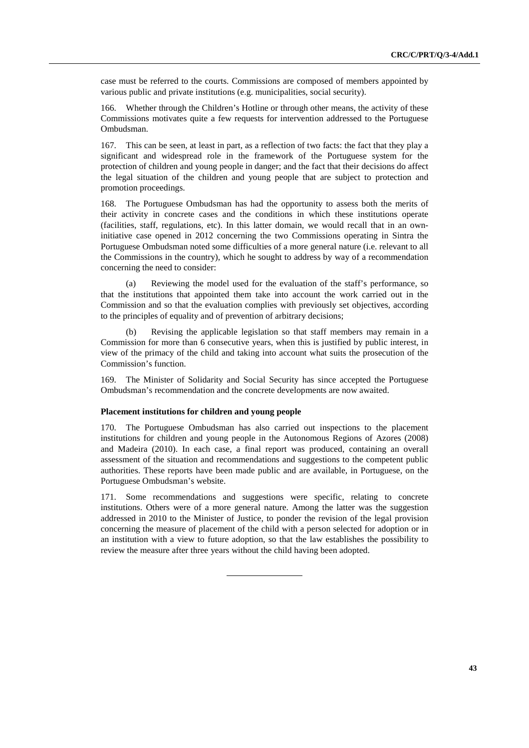case must be referred to the courts. Commissions are composed of members appointed by various public and private institutions (e.g. municipalities, social security).

166. Whether through the Children's Hotline or through other means, the activity of these Commissions motivates quite a few requests for intervention addressed to the Portuguese Ombudsman.

167. This can be seen, at least in part, as a reflection of two facts: the fact that they play a significant and widespread role in the framework of the Portuguese system for the protection of children and young people in danger; and the fact that their decisions do affect the legal situation of the children and young people that are subject to protection and promotion proceedings.

168. The Portuguese Ombudsman has had the opportunity to assess both the merits of their activity in concrete cases and the conditions in which these institutions operate (facilities, staff, regulations, etc). In this latter domain, we would recall that in an own-initiative case opened in 2012 concerning the two Commissions operating in Sintra the Portuguese Ombudsman noted some difficulties of a more general nature (i.e. relevant to all the Commissions in the country), which he sought to address by way of a recommendation concerning the need to consider:

(a) Reviewing the model used for the evaluation of the staff's performance, so that the institutions that appointed them take into account the work carried out in the Commission and so that the evaluation complies with previously set objectives, according to the principles of equality and of prevention of arbitrary decisions;

(b) Revising the applicable legislation so that staff members may remain in a Commission for more than 6 consecutive years, when this is justified by public interest, in view of the primacy of the child and taking into account what suits the prosecution of the Commission's function.

169. The Minister of Solidarity and Social Security has since accepted the Portuguese Ombudsman's recommendation and the concrete developments are now awaited.

**Placement institutions for children and young people**

170. The Portuguese Ombudsman has also carried out inspections to the placement institutions for children and young people in the Autonomous Regions of Azores (2008) and Madeira (2010). In each case, a final report was produced, containing an overall assessment of the situation and recommendations and suggestions to the competent public authorities. These reports have been made public and are available, in Portuguese, on the Portuguese Ombudsman's website.

171. Some recommendations and suggestions were specific, relating to concrete institutions. Others were of a more general nature. Among the latter was the suggestion addressed in 2010 to the Minister of Justice, to ponder the revision of the legal provision concerning the measure of placement of the child with a person selected for adoption or in an institution with a view to future adoption, so that the law establishes the possibility to review the measure after three years without the child having been adopted.